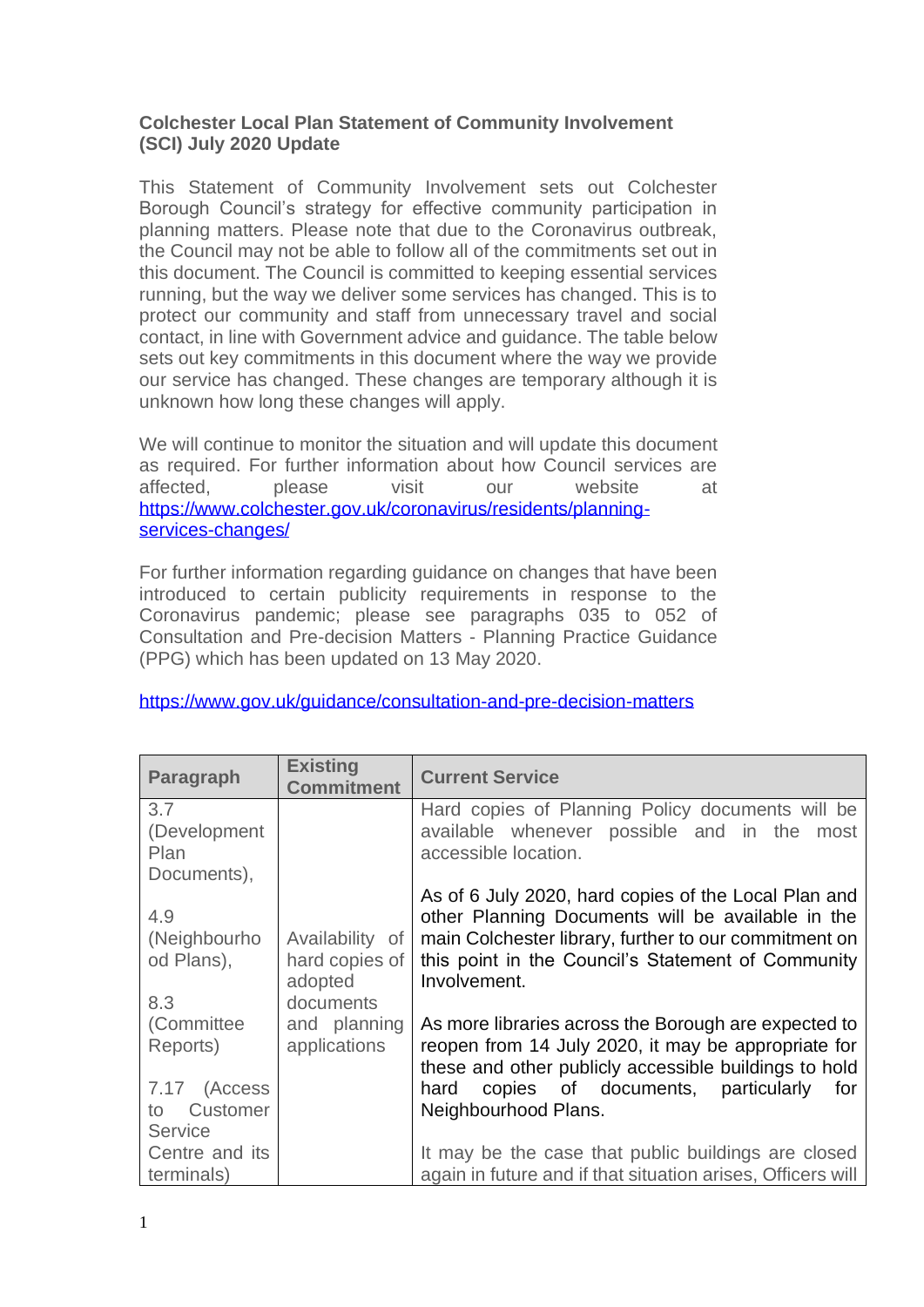**Colchester Local Plan Statement of Community Involvement (SCI) July 2020 Update**

This Statement of Community Involvement sets out Colchester Borough Council's strategy for effective community participation in planning matters. Please note that due to the Coronavirus outbreak, the Council may not be able to follow all of the commitments set out in this document. The Council is committed to keeping essential services running, but the way we deliver some services has changed. This is to protect our community and staff from unnecessary travel and social contact, in line with Government advice and guidance. The table below sets out key commitments in this document where the way we provide our service has changed. These changes are temporary although it is unknown how long these changes will apply.

We will continue to monitor the situation and will update this document as required. For further information about how Council services are affected, please visit our website at https://www.colchester.gov.uk/coronavirus/residents/planning-services-changes/

For further information regarding guidance on changes that have been introduced to certain publicity requirements in response to the Coronavirus pandemic; please see paragraphs 035 to 052 of Consultation and Pre-decision Matters - Planning Practice Guidance (PPG) which has been updated on 13 May 2020.

https://www.gov.uk/guidance/consultation-and-pre-decision-matters

| Paragraph | Existing Commitment | Current Service |
|---|---|---|
| 3.7 (Development Plan Documents),<br><br>4.9 (Neighbourhood Plans),<br><br>8.3 (Committee Reports)<br><br>7.17 (Access to Customer Service Centre and its terminals) | Availability of hard copies of adopted documents and planning applications | Hard copies of Planning Policy documents will be available whenever possible and in the most accessible location.<br><br>As of 6 July 2020, hard copies of the Local Plan and other Planning Documents will be available in the main Colchester library, further to our commitment on this point in the Council's Statement of Community Involvement.<br><br>As more libraries across the Borough are expected to reopen from 14 July 2020, it may be appropriate for these and other publicly accessible buildings to hold hard copies of documents, particularly for Neighbourhood Plans.<br><br>It may be the case that public buildings are closed again in future and if that situation arises, Officers will |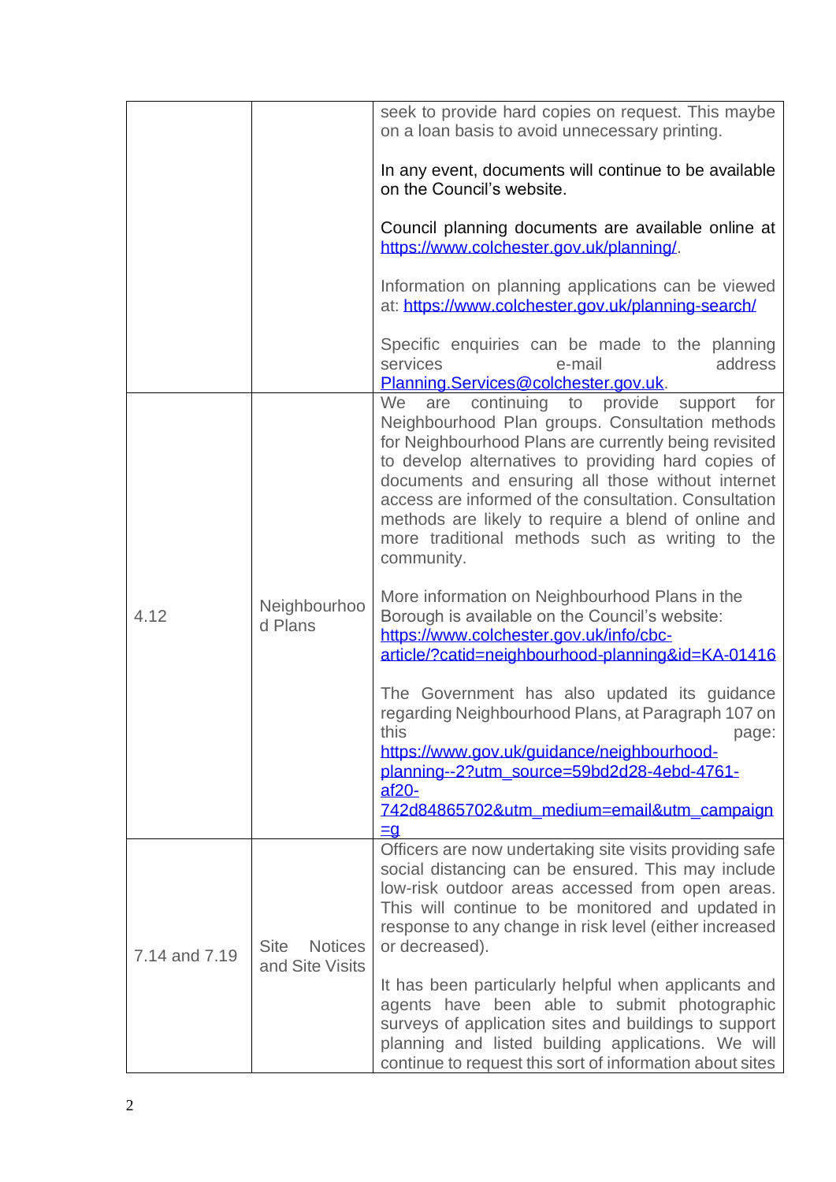| | | |
|---|---|---|
| | | seek to provide hard copies on request. This maybe on a loan basis to avoid unnecessary printing.<br><br>In any event, documents will continue to be available on the Council's website.<br><br>Council planning documents are available online at [https://www.colchester.gov.uk/planning/](https://www.colchester.gov.uk/planning/).<br><br>Information on planning applications can be viewed at: [https://www.colchester.gov.uk/planning-search/](https://www.colchester.gov.uk/planning-search/)<br><br>Specific enquiries can be made to the planning services e-mail address [Planning.Services@colchester.gov.uk](mailto:Planning.Services@colchester.gov.uk). |
| 4.12 | Neighbourhood Plans | We are continuing to provide support for Neighbourhood Plan groups. Consultation methods for Neighbourhood Plans are currently being revisited to develop alternatives to providing hard copies of documents and ensuring all those without internet access are informed of the consultation. Consultation methods are likely to require a blend of online and more traditional methods such as writing to the community.<br><br>More information on Neighbourhood Plans in the Borough is available on the Council's website: [https://www.colchester.gov.uk/info/cbc-article/?catid=neighbourhood-planning&id=KA-01416](https://www.colchester.gov.uk/info/cbc-article/?catid=neighbourhood-planning&id=KA-01416)<br><br>The Government has also updated its guidance regarding Neighbourhood Plans, at Paragraph 107 on this page: [https://www.gov.uk/guidance/neighbourhood-planning--2?utm_source=59bd2d28-4ebd-4761-af20-742d84865702&utm_medium=email&utm_campaign=g](https://www.gov.uk/guidance/neighbourhood-planning--2?utm_source=59bd2d28-4ebd-4761-af20-742d84865702&utm_medium=email&utm_campaign=g) |
| 7.14 and 7.19 | Site Notices and Site Visits | Officers are now undertaking site visits providing safe social distancing can be ensured. This may include low-risk outdoor areas accessed from open areas. This will continue to be monitored and updated in response to any change in risk level (either increased or decreased).<br><br>It has been particularly helpful when applicants and agents have been able to submit photographic surveys of application sites and buildings to support planning and listed building applications. We will continue to request this sort of information about sites |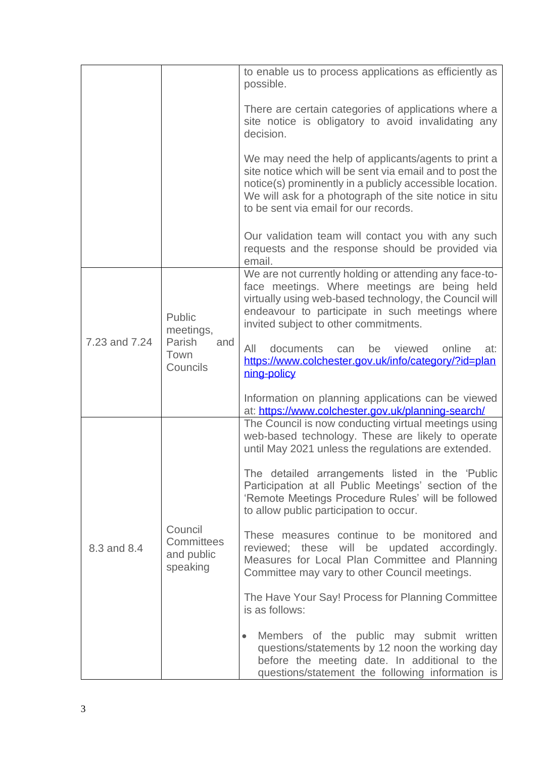| | | |
|---|---|---|
| | | to enable us to process applications as efficiently as possible.<br><br>There are certain categories of applications where a site notice is obligatory to avoid invalidating any decision.<br><br>We may need the help of applicants/agents to print a site notice which will be sent via email and to post the notice(s) prominently in a publicly accessible location. We will ask for a photograph of the site notice in situ to be sent via email for our records.<br><br>Our validation team will contact you with any such requests and the response should be provided via email. |
| 7.23 and 7.24 | Public meetings, Parish and Town Councils | We are not currently holding or attending any face-to-face meetings. Where meetings are being held virtually using web-based technology, the Council will endeavour to participate in such meetings where invited subject to other commitments.<br><br>All documents can be viewed online at: [https://www.colchester.gov.uk/info/category/?id=planning-policy](https://www.colchester.gov.uk/info/category/?id=planning-policy)<br><br>Information on planning applications can be viewed at: [https://www.colchester.gov.uk/planning-search/](https://www.colchester.gov.uk/planning-search/) |
| 8.3 and 8.4 | Council Committees and public speaking | The Council is now conducting virtual meetings using web-based technology. These are likely to operate until May 2021 unless the regulations are extended.<br><br>The detailed arrangements listed in the 'Public Participation at all Public Meetings' section of the 'Remote Meetings Procedure Rules' will be followed to allow public participation to occur.<br><br>These measures continue to be monitored and reviewed; these will be updated accordingly. Measures for Local Plan Committee and Planning Committee may vary to other Council meetings.<br><br>The Have Your Say! Process for Planning Committee is as follows:<br><br>• Members of the public may submit written questions/statements by 12 noon the working day before the meeting date. In additional to the questions/statement the following information is |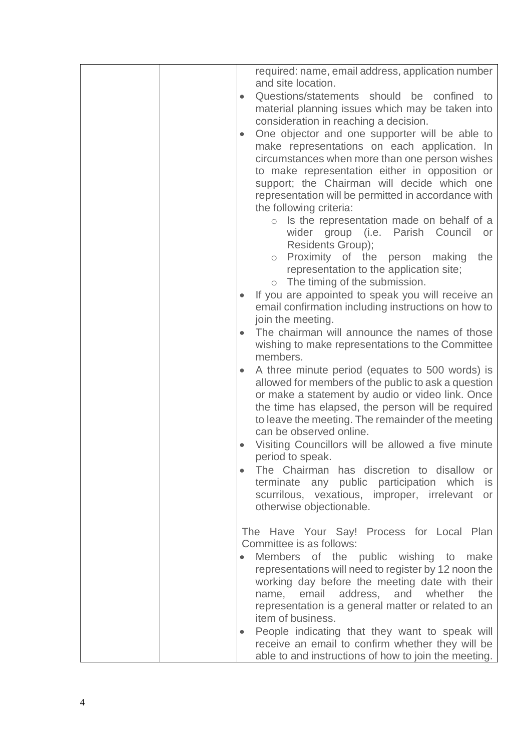| | | required: name, email address, application number and site location.<br>• Questions/statements should be confined to material planning issues which may be taken into consideration in reaching a decision.<br>• One objector and one supporter will be able to make representations on each application. In circumstances when more than one person wishes to make representation either in opposition or support; the Chairman will decide which one representation will be permitted in accordance with the following criteria:<br>  ○ Is the representation made on behalf of a wider group (i.e. Parish Council or Residents Group);<br>  ○ Proximity of the person making the representation to the application site;<br>  ○ The timing of the submission.<br>• If you are appointed to speak you will receive an email confirmation including instructions on how to join the meeting.<br>• The chairman will announce the names of those wishing to make representations to the Committee members.<br>• A three minute period (equates to 500 words) is allowed for members of the public to ask a question or make a statement by audio or video link. Once the time has elapsed, the person will be required to leave the meeting. The remainder of the meeting can be observed online.<br>• Visiting Councillors will be allowed a five minute period to speak.<br>• The Chairman has discretion to disallow or terminate any public participation which is scurrilous, vexatious, improper, irrelevant or otherwise objectionable.<br><br>The Have Your Say! Process for Local Plan Committee is as follows:<br>• Members of the public wishing to make representations will need to register by 12 noon the working day before the meeting date with their name, email address, and whether the representation is a general matter or related to an item of business.<br>• People indicating that they want to speak will receive an email to confirm whether they will be able to and instructions of how to join the meeting. |
|---|---|---|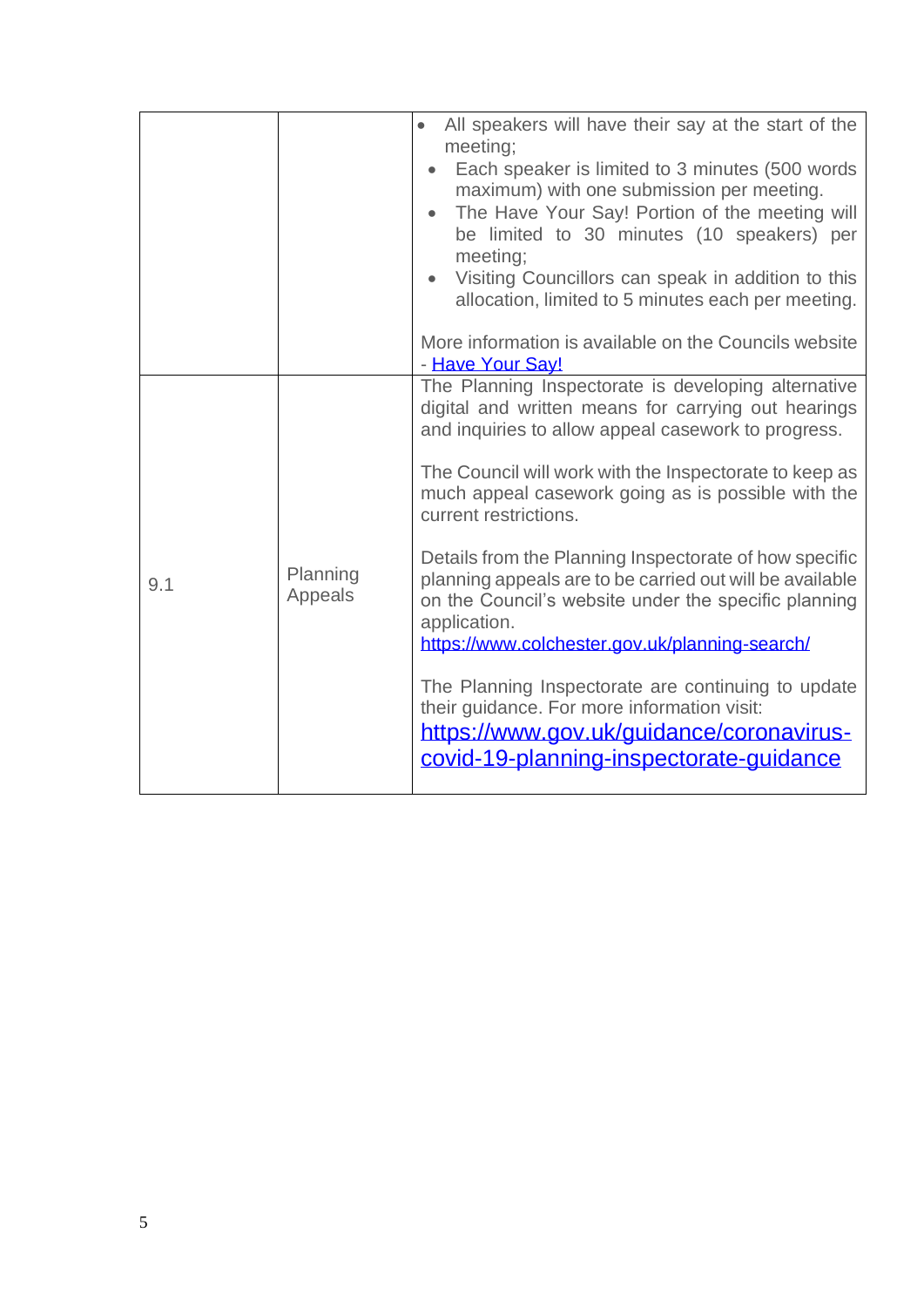| | | |
|---|---|---|
| | | • All speakers will have their say at the start of the meeting;<br>• Each speaker is limited to 3 minutes (500 words maximum) with one submission per meeting.<br>• The Have Your Say! Portion of the meeting will be limited to 30 minutes (10 speakers) per meeting;<br>• Visiting Councillors can speak in addition to this allocation, limited to 5 minutes each per meeting.<br><br>More information is available on the Councils website - Have Your Say! |
| 9.1 | Planning Appeals | The Planning Inspectorate is developing alternative digital and written means for carrying out hearings and inquiries to allow appeal casework to progress.<br><br>The Council will work with the Inspectorate to keep as much appeal casework going as is possible with the current restrictions.<br><br>Details from the Planning Inspectorate of how specific planning appeals are to be carried out will be available on the Council's website under the specific planning application.<br>https://www.colchester.gov.uk/planning-search/<br><br>The Planning Inspectorate are continuing to update their guidance. For more information visit:<br>https://www.gov.uk/guidance/coronavirus-covid-19-planning-inspectorate-guidance |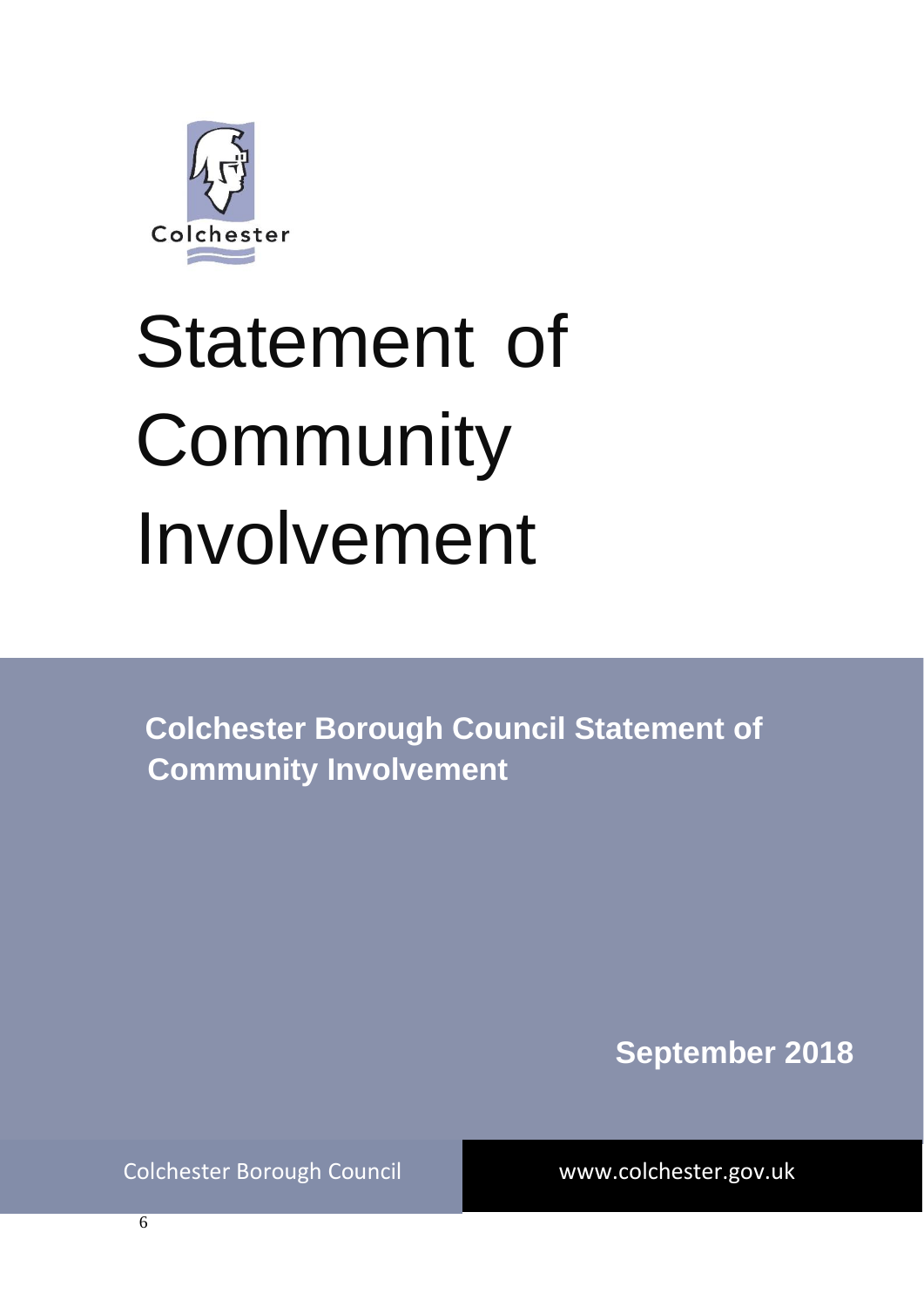Colchester

# Statement of Community Involvement

**Colchester Borough Council Statement of Community Involvement**

**September 2018**

Colchester Borough Council

www.colchester.gov.uk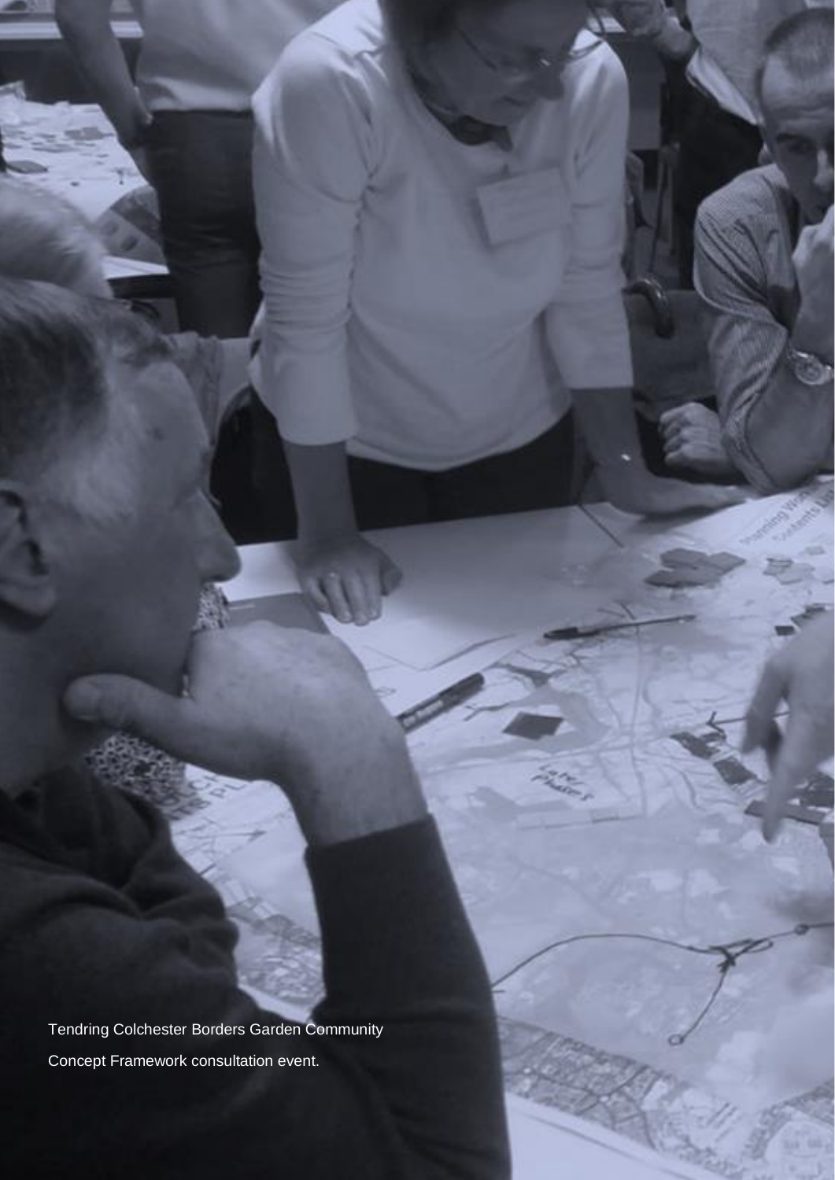Tendring Colchester Borders Garden Community Concept Framework consultation event.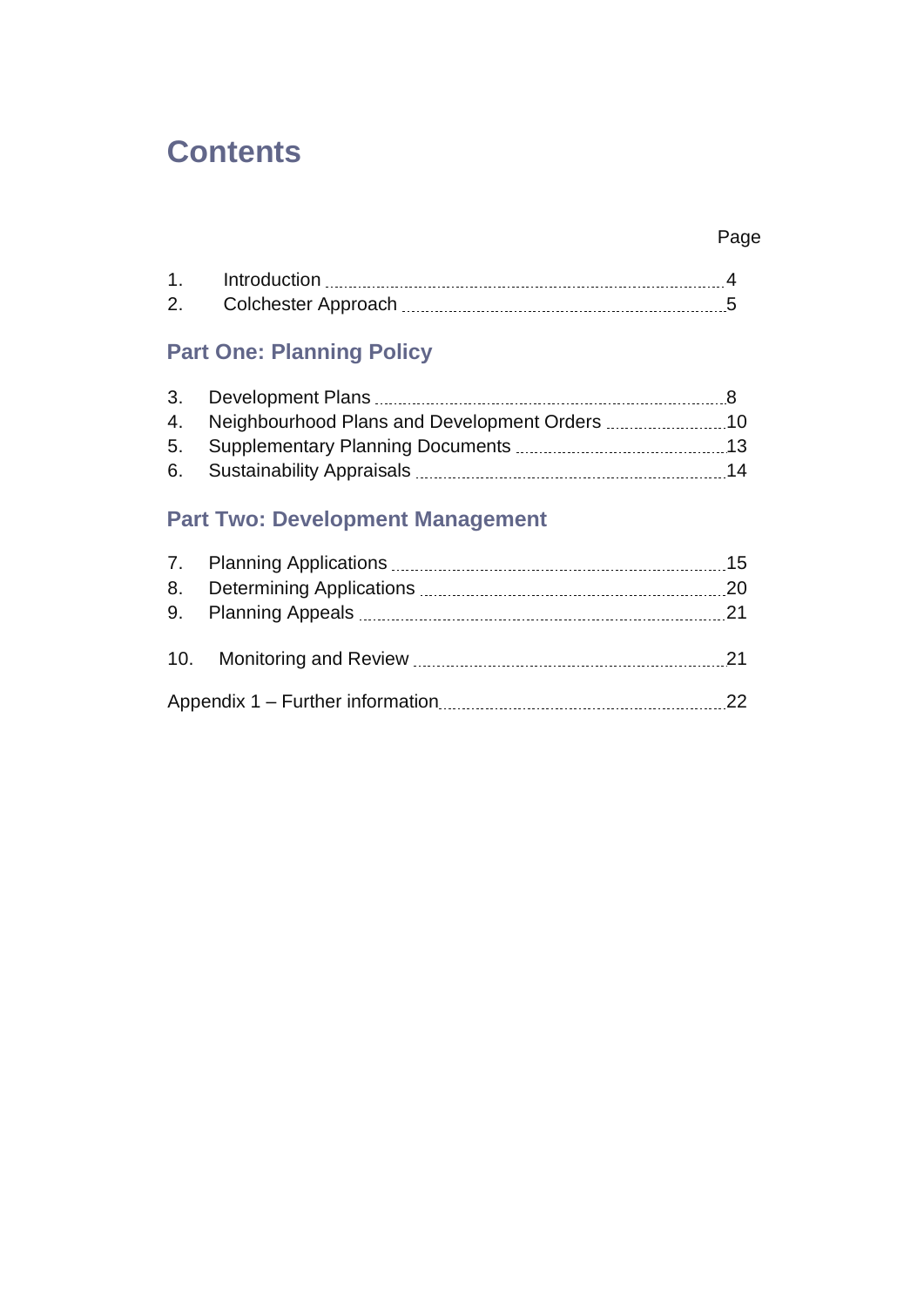# Contents

| | | Page |
|---|---|---|
| 1. | Introduction | 4 |
| 2. | Colchester Approach | 5 |

## Part One: Planning Policy

| | | |
|---|---|---|
| 3. | Development Plans | 8 |
| 4. | Neighbourhood Plans and Development Orders | 10 |
| 5. | Supplementary Planning Documents | 13 |
| 6. | Sustainability Appraisals | 14 |

## Part Two: Development Management

| | | |
|---|---|---|
| 7. | Planning Applications | 15 |
| 8. | Determining Applications | 20 |
| 9. | Planning Appeals | 21 |
| 10. | Monitoring and Review | 21 |
| | Appendix 1 – Further information | 22 |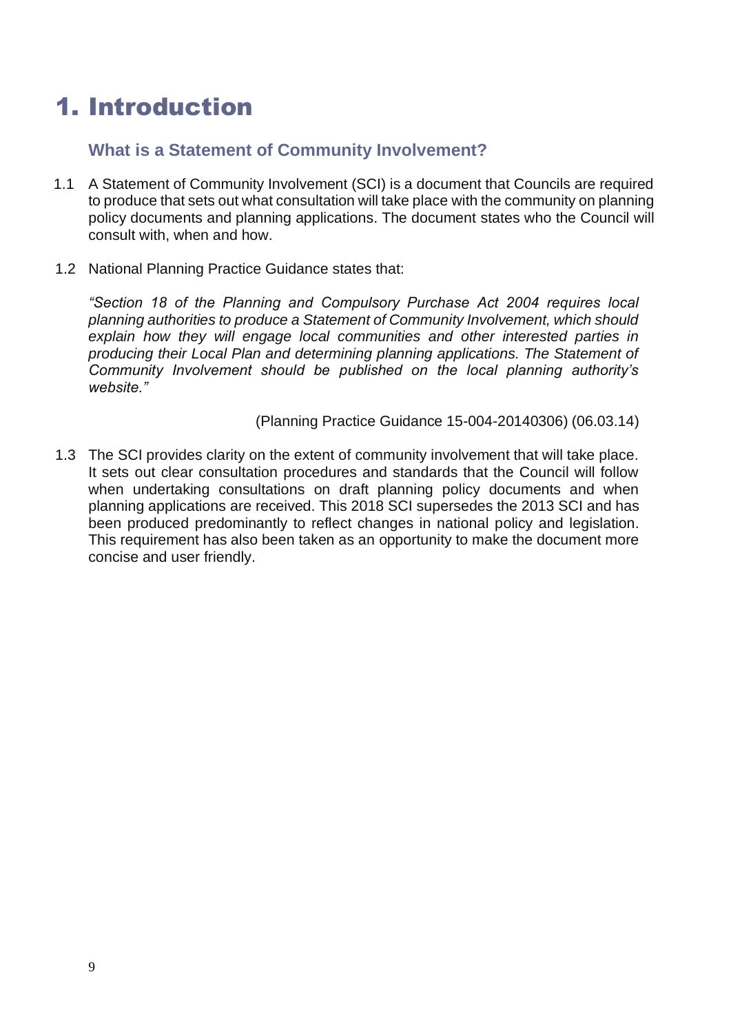# 1. Introduction

## What is a Statement of Community Involvement?

1.1 A Statement of Community Involvement (SCI) is a document that Councils are required to produce that sets out what consultation will take place with the community on planning policy documents and planning applications. The document states who the Council will consult with, when and how.

1.2 National Planning Practice Guidance states that:

*"Section 18 of the Planning and Compulsory Purchase Act 2004 requires local planning authorities to produce a Statement of Community Involvement, which should explain how they will engage local communities and other interested parties in producing their Local Plan and determining planning applications. The Statement of Community Involvement should be published on the local planning authority's website."*

(Planning Practice Guidance 15-004-20140306) (06.03.14)

1.3 The SCI provides clarity on the extent of community involvement that will take place. It sets out clear consultation procedures and standards that the Council will follow when undertaking consultations on draft planning policy documents and when planning applications are received. This 2018 SCI supersedes the 2013 SCI and has been produced predominantly to reflect changes in national policy and legislation. This requirement has also been taken as an opportunity to make the document more concise and user friendly.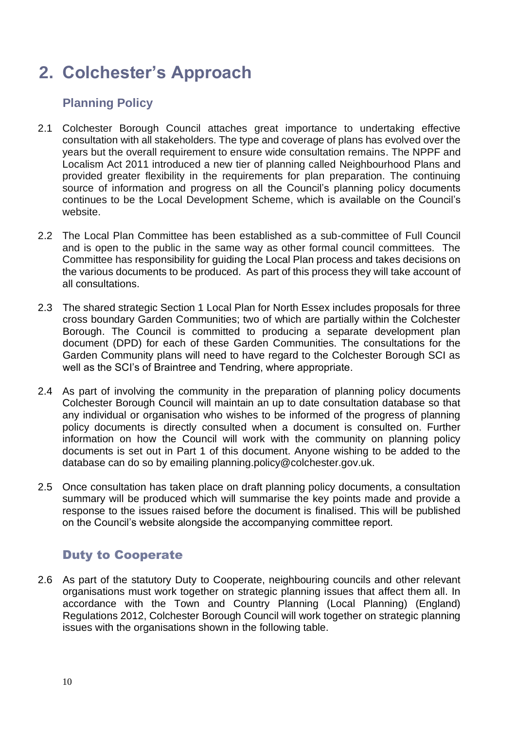# 2. Colchester's Approach

## Planning Policy

2.1 Colchester Borough Council attaches great importance to undertaking effective consultation with all stakeholders. The type and coverage of plans has evolved over the years but the overall requirement to ensure wide consultation remains. The NPPF and Localism Act 2011 introduced a new tier of planning called Neighbourhood Plans and provided greater flexibility in the requirements for plan preparation. The continuing source of information and progress on all the Council's planning policy documents continues to be the Local Development Scheme, which is available on the Council's website.

2.2 The Local Plan Committee has been established as a sub-committee of Full Council and is open to the public in the same way as other formal council committees. The Committee has responsibility for guiding the Local Plan process and takes decisions on the various documents to be produced. As part of this process they will take account of all consultations.

2.3 The shared strategic Section 1 Local Plan for North Essex includes proposals for three cross boundary Garden Communities; two of which are partially within the Colchester Borough. The Council is committed to producing a separate development plan document (DPD) for each of these Garden Communities. The consultations for the Garden Community plans will need to have regard to the Colchester Borough SCI as well as the SCI's of Braintree and Tendring, where appropriate.

2.4 As part of involving the community in the preparation of planning policy documents Colchester Borough Council will maintain an up to date consultation database so that any individual or organisation who wishes to be informed of the progress of planning policy documents is directly consulted when a document is consulted on. Further information on how the Council will work with the community on planning policy documents is set out in Part 1 of this document. Anyone wishing to be added to the database can do so by emailing planning.policy@colchester.gov.uk.

2.5 Once consultation has taken place on draft planning policy documents, a consultation summary will be produced which will summarise the key points made and provide a response to the issues raised before the document is finalised. This will be published on the Council's website alongside the accompanying committee report.

## Duty to Cooperate

2.6 As part of the statutory Duty to Cooperate, neighbouring councils and other relevant organisations must work together on strategic planning issues that affect them all. In accordance with the Town and Country Planning (Local Planning) (England) Regulations 2012, Colchester Borough Council will work together on strategic planning issues with the organisations shown in the following table.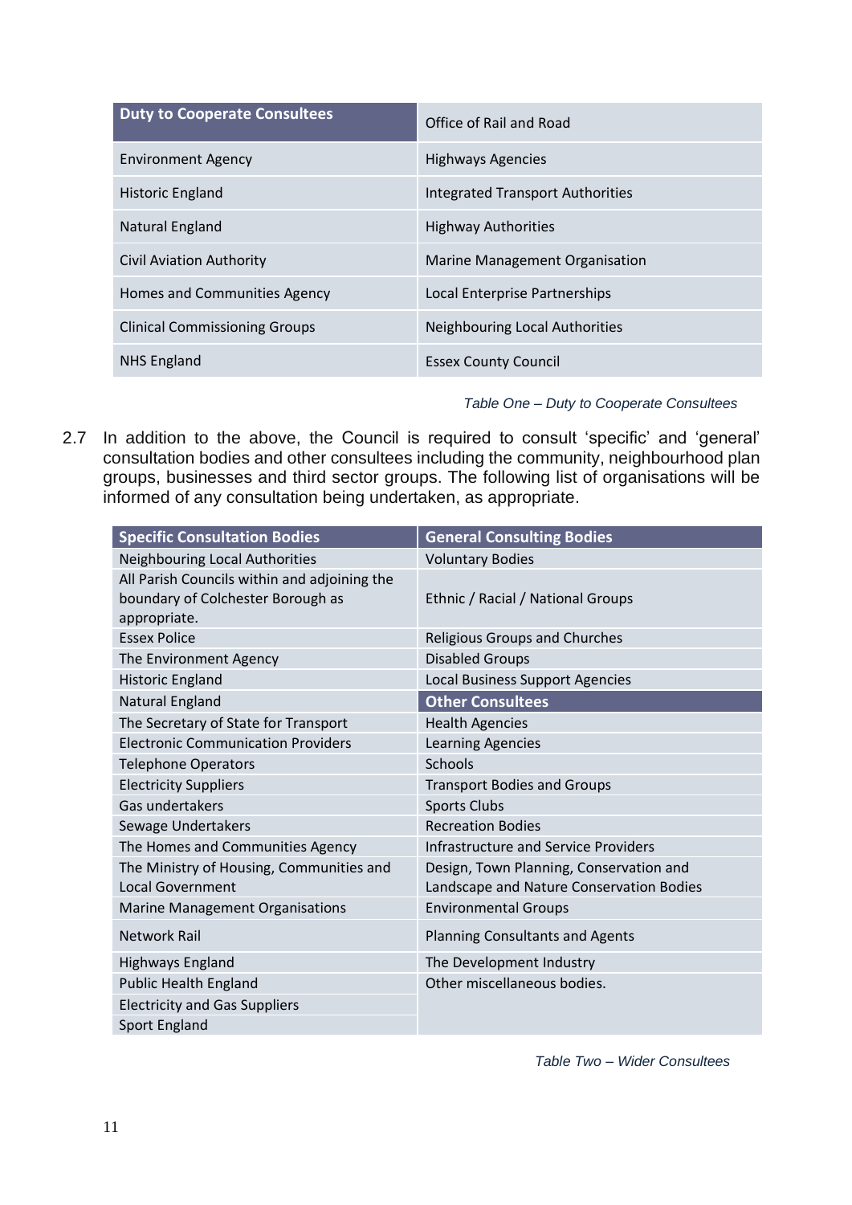| Duty to Cooperate Consultees | Office of Rail and Road |
|---|---|
| Environment Agency | Highways Agencies |
| Historic England | Integrated Transport Authorities |
| Natural England | Highway Authorities |
| Civil Aviation Authority | Marine Management Organisation |
| Homes and Communities Agency | Local Enterprise Partnerships |
| Clinical Commissioning Groups | Neighbouring Local Authorities |
| NHS England | Essex County Council |

*Table One – Duty to Cooperate Consultees*

2.7 In addition to the above, the Council is required to consult 'specific' and 'general' consultation bodies and other consultees including the community, neighbourhood plan groups, businesses and third sector groups. The following list of organisations will be informed of any consultation being undertaken, as appropriate.

| Specific Consultation Bodies | General Consulting Bodies |
|---|---|
| Neighbouring Local Authorities | Voluntary Bodies |
| All Parish Councils within and adjoining the boundary of Colchester Borough as appropriate. | Ethnic / Racial / National Groups |
| Essex Police | Religious Groups and Churches |
| The Environment Agency | Disabled Groups |
| Historic England | Local Business Support Agencies |
| Natural England | **Other Consultees** |
| The Secretary of State for Transport | Health Agencies |
| Electronic Communication Providers | Learning Agencies |
| Telephone Operators | Schools |
| Electricity Suppliers | Transport Bodies and Groups |
| Gas undertakers | Sports Clubs |
| Sewage Undertakers | Recreation Bodies |
| The Homes and Communities Agency | Infrastructure and Service Providers |
| The Ministry of Housing, Communities and Local Government | Design, Town Planning, Conservation and Landscape and Nature Conservation Bodies |
| Marine Management Organisations | Environmental Groups |
| Network Rail | Planning Consultants and Agents |
| Highways England | The Development Industry |
| Public Health England | Other miscellaneous bodies. |
| Electricity and Gas Suppliers | |
| Sport England | |

*Table Two – Wider Consultees*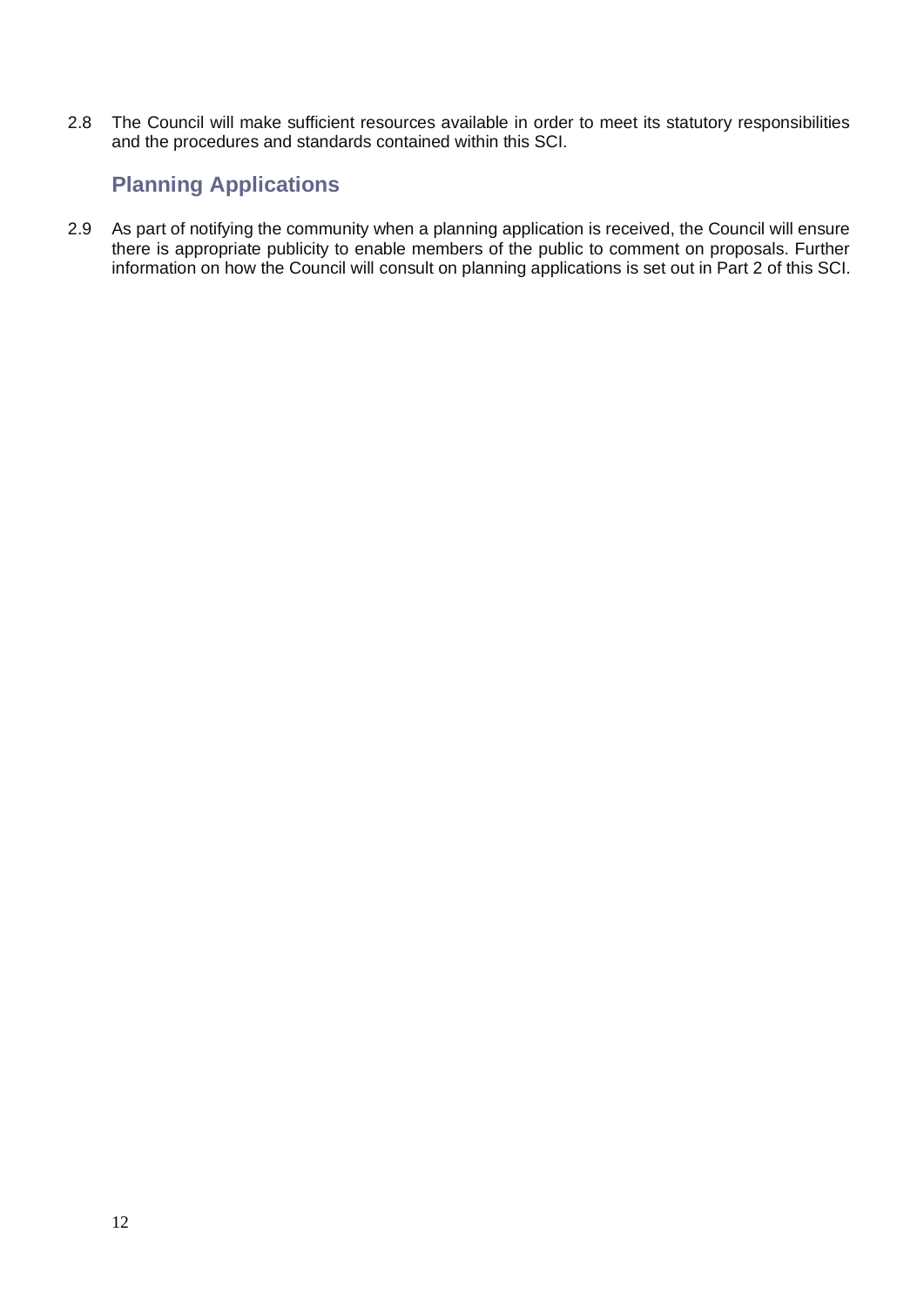2.8 The Council will make sufficient resources available in order to meet its statutory responsibilities and the procedures and standards contained within this SCI.

## Planning Applications

2.9 As part of notifying the community when a planning application is received, the Council will ensure there is appropriate publicity to enable members of the public to comment on proposals. Further information on how the Council will consult on planning applications is set out in Part 2 of this SCI.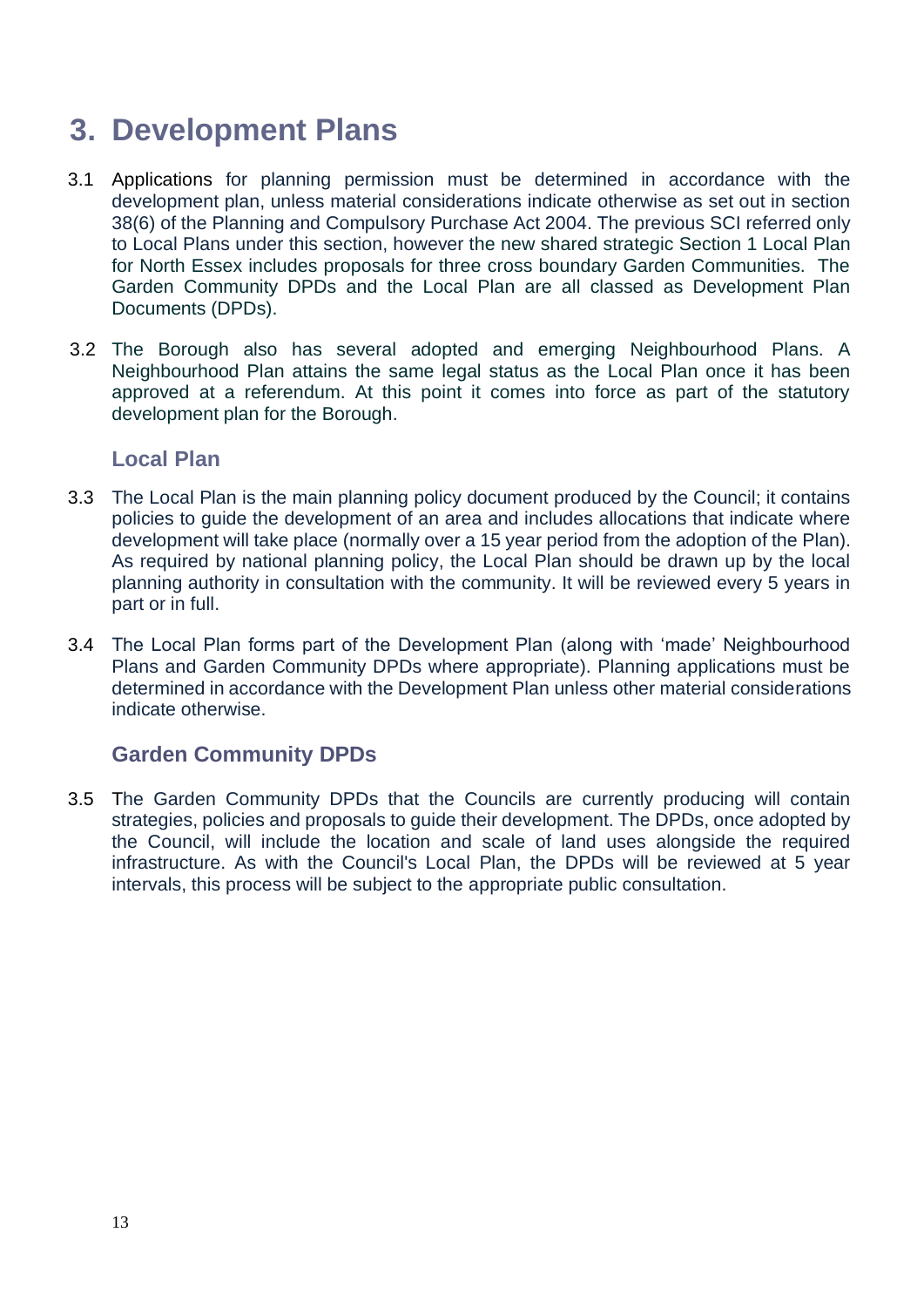# 3. Development Plans

3.1 Applications for planning permission must be determined in accordance with the development plan, unless material considerations indicate otherwise as set out in section 38(6) of the Planning and Compulsory Purchase Act 2004. The previous SCI referred only to Local Plans under this section, however the new shared strategic Section 1 Local Plan for North Essex includes proposals for three cross boundary Garden Communities. The Garden Community DPDs and the Local Plan are all classed as Development Plan Documents (DPDs).

3.2 The Borough also has several adopted and emerging Neighbourhood Plans. A Neighbourhood Plan attains the same legal status as the Local Plan once it has been approved at a referendum. At this point it comes into force as part of the statutory development plan for the Borough.

## Local Plan

3.3 The Local Plan is the main planning policy document produced by the Council; it contains policies to guide the development of an area and includes allocations that indicate where development will take place (normally over a 15 year period from the adoption of the Plan). As required by national planning policy, the Local Plan should be drawn up by the local planning authority in consultation with the community. It will be reviewed every 5 years in part or in full.

3.4 The Local Plan forms part of the Development Plan (along with 'made' Neighbourhood Plans and Garden Community DPDs where appropriate). Planning applications must be determined in accordance with the Development Plan unless other material considerations indicate otherwise.

## Garden Community DPDs

3.5 The Garden Community DPDs that the Councils are currently producing will contain strategies, policies and proposals to guide their development. The DPDs, once adopted by the Council, will include the location and scale of land uses alongside the required infrastructure. As with the Council's Local Plan, the DPDs will be reviewed at 5 year intervals, this process will be subject to the appropriate public consultation.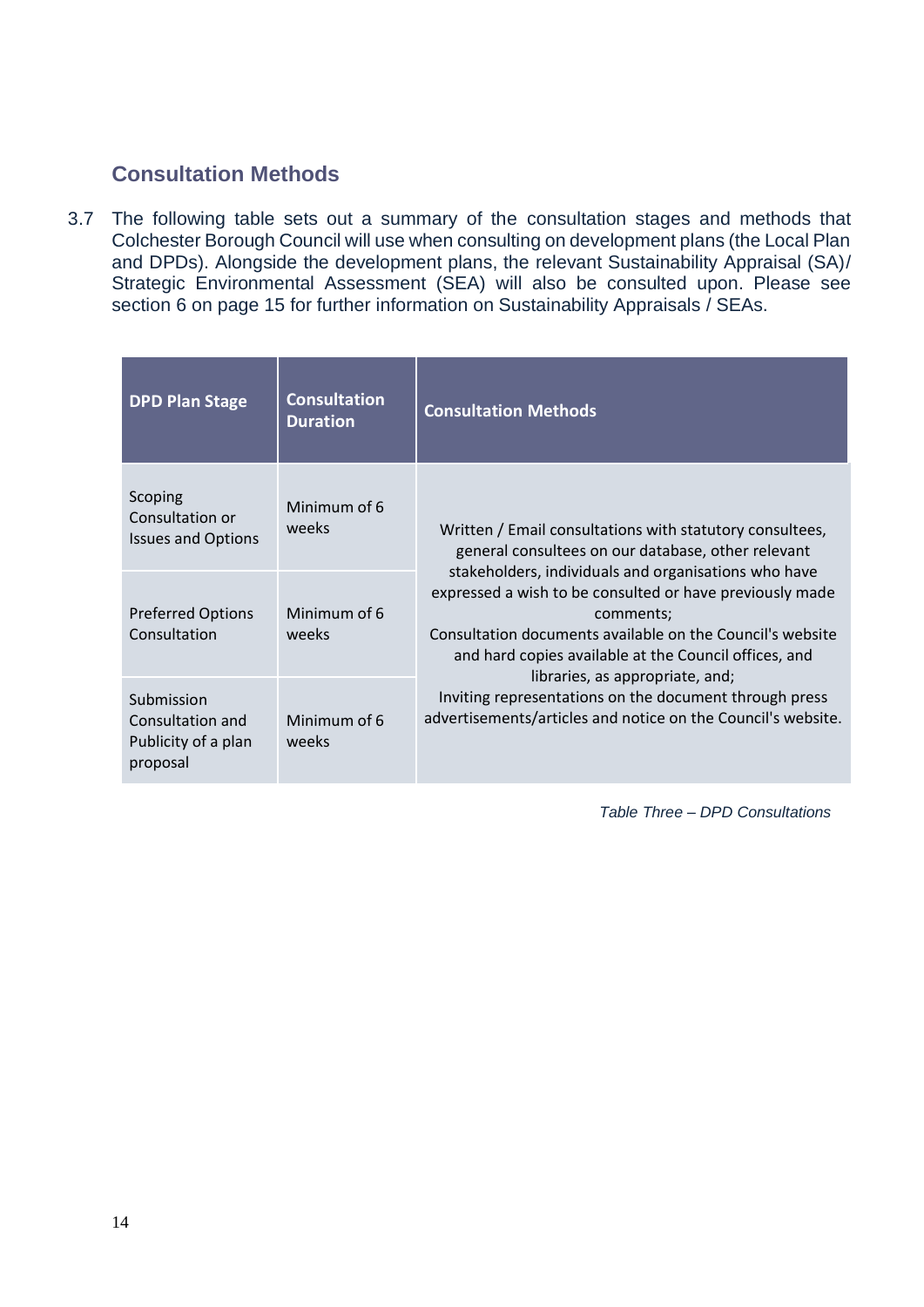## Consultation Methods

3.7 The following table sets out a summary of the consultation stages and methods that Colchester Borough Council will use when consulting on development plans (the Local Plan and DPDs). Alongside the development plans, the relevant Sustainability Appraisal (SA)/ Strategic Environmental Assessment (SEA) will also be consulted upon. Please see section 6 on page 15 for further information on Sustainability Appraisals / SEAs.

| DPD Plan Stage | Consultation Duration | Consultation Methods |
|---|---|---|
| Scoping Consultation or Issues and Options | Minimum of 6 weeks | Written / Email consultations with statutory consultees, general consultees on our database, other relevant stakeholders, individuals and organisations who have expressed a wish to be consulted or have previously made comments; Consultation documents available on the Council's website and hard copies available at the Council offices, and libraries, as appropriate, and; Inviting representations on the document through press advertisements/articles and notice on the Council's website. |
| Preferred Options Consultation | Minimum of 6 weeks | |
| Submission Consultation and Publicity of a plan proposal | Minimum of 6 weeks | |

*Table Three – DPD Consultations*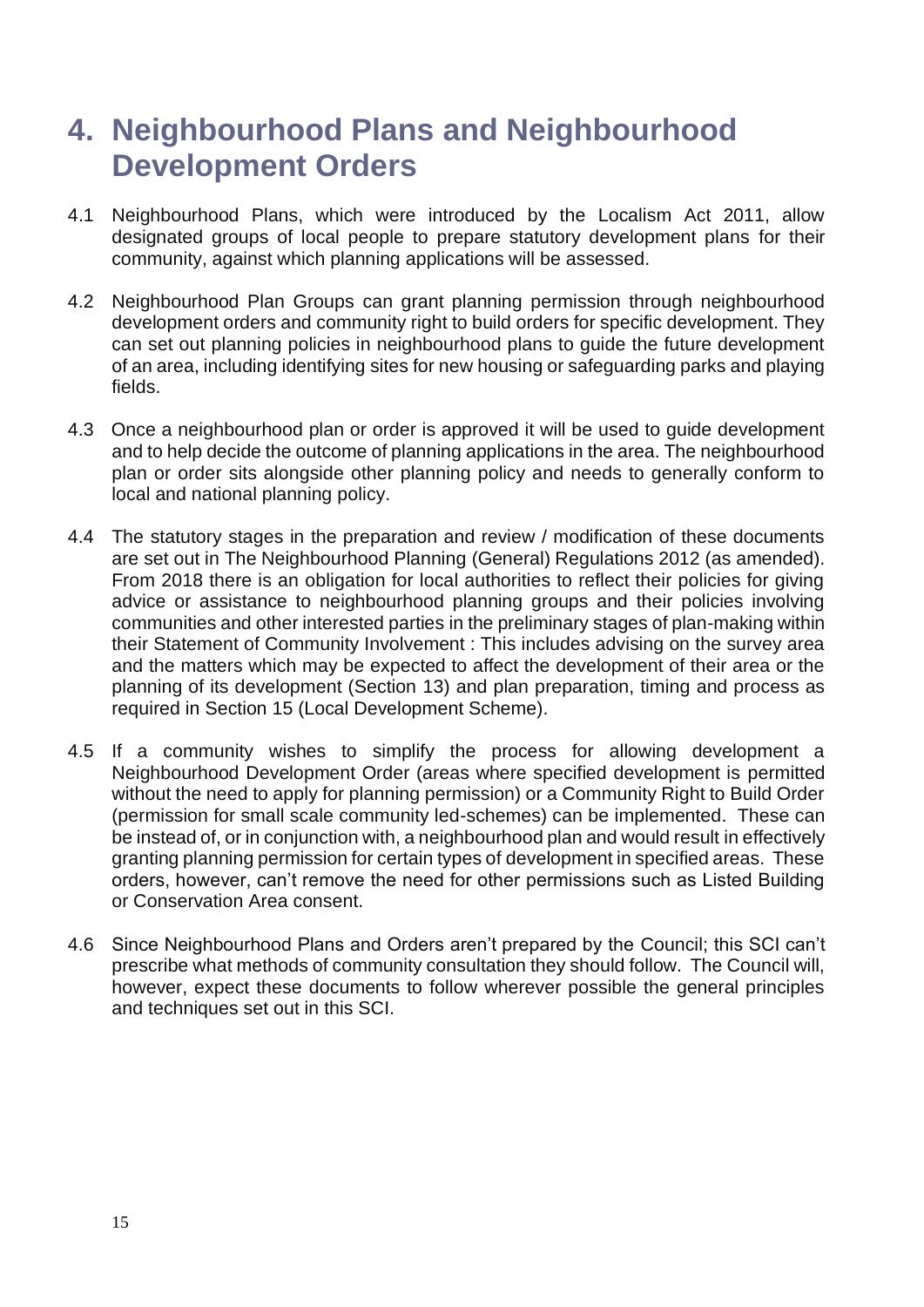# 4. Neighbourhood Plans and Neighbourhood Development Orders

4.1 Neighbourhood Plans, which were introduced by the Localism Act 2011, allow designated groups of local people to prepare statutory development plans for their community, against which planning applications will be assessed.

4.2 Neighbourhood Plan Groups can grant planning permission through neighbourhood development orders and community right to build orders for specific development. They can set out planning policies in neighbourhood plans to guide the future development of an area, including identifying sites for new housing or safeguarding parks and playing fields.

4.3 Once a neighbourhood plan or order is approved it will be used to guide development and to help decide the outcome of planning applications in the area. The neighbourhood plan or order sits alongside other planning policy and needs to generally conform to local and national planning policy.

4.4 The statutory stages in the preparation and review / modification of these documents are set out in The Neighbourhood Planning (General) Regulations 2012 (as amended). From 2018 there is an obligation for local authorities to reflect their policies for giving advice or assistance to neighbourhood planning groups and their policies involving communities and other interested parties in the preliminary stages of plan-making within their Statement of Community Involvement : This includes advising on the survey area and the matters which may be expected to affect the development of their area or the planning of its development (Section 13) and plan preparation, timing and process as required in Section 15 (Local Development Scheme).

4.5 If a community wishes to simplify the process for allowing development a Neighbourhood Development Order (areas where specified development is permitted without the need to apply for planning permission) or a Community Right to Build Order (permission for small scale community led-schemes) can be implemented. These can be instead of, or in conjunction with, a neighbourhood plan and would result in effectively granting planning permission for certain types of development in specified areas. These orders, however, can't remove the need for other permissions such as Listed Building or Conservation Area consent.

4.6 Since Neighbourhood Plans and Orders aren't prepared by the Council; this SCI can't prescribe what methods of community consultation they should follow. The Council will, however, expect these documents to follow wherever possible the general principles and techniques set out in this SCI.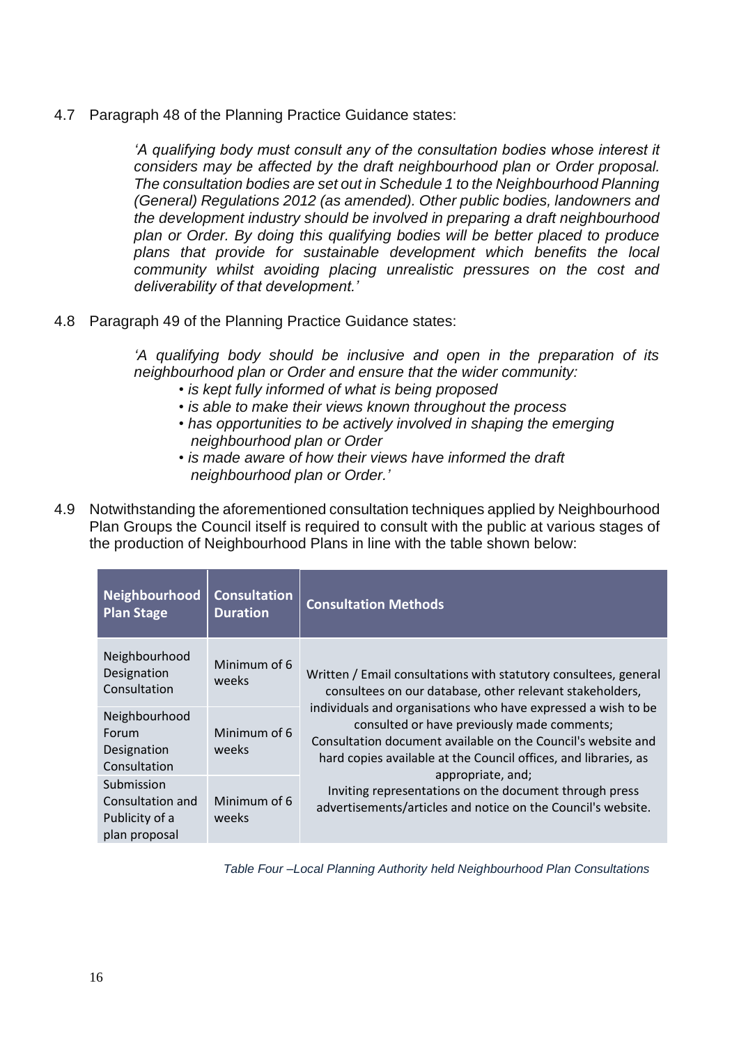4.7 Paragraph 48 of the Planning Practice Guidance states:

> *'A qualifying body must consult any of the consultation bodies whose interest it considers may be affected by the draft neighbourhood plan or Order proposal. The consultation bodies are set out in Schedule 1 to the Neighbourhood Planning (General) Regulations 2012 (as amended). Other public bodies, landowners and the development industry should be involved in preparing a draft neighbourhood plan or Order. By doing this qualifying bodies will be better placed to produce plans that provide for sustainable development which benefits the local community whilst avoiding placing unrealistic pressures on the cost and deliverability of that development.'*

4.8 Paragraph 49 of the Planning Practice Guidance states:

> *'A qualifying body should be inclusive and open in the preparation of its neighbourhood plan or Order and ensure that the wider community:*
> - *is kept fully informed of what is being proposed*
> - *is able to make their views known throughout the process*
> - *has opportunities to be actively involved in shaping the emerging neighbourhood plan or Order*
> - *is made aware of how their views have informed the draft neighbourhood plan or Order.'*

4.9 Notwithstanding the aforementioned consultation techniques applied by Neighbourhood Plan Groups the Council itself is required to consult with the public at various stages of the production of Neighbourhood Plans in line with the table shown below:

| Neighbourhood Plan Stage | Consultation Duration | Consultation Methods |
|---|---|---|
| Neighbourhood Designation Consultation | Minimum of 6 weeks | Written / Email consultations with statutory consultees, general consultees on our database, other relevant stakeholders, individuals and organisations who have expressed a wish to be consulted or have previously made comments; Consultation document available on the Council's website and hard copies available at the Council offices, and libraries, as appropriate, and; Inviting representations on the document through press advertisements/articles and notice on the Council's website. |
| Neighbourhood Forum Designation Consultation | Minimum of 6 weeks | |
| Submission Consultation and Publicity of a plan proposal | Minimum of 6 weeks | |

*Table Four –Local Planning Authority held Neighbourhood Plan Consultations*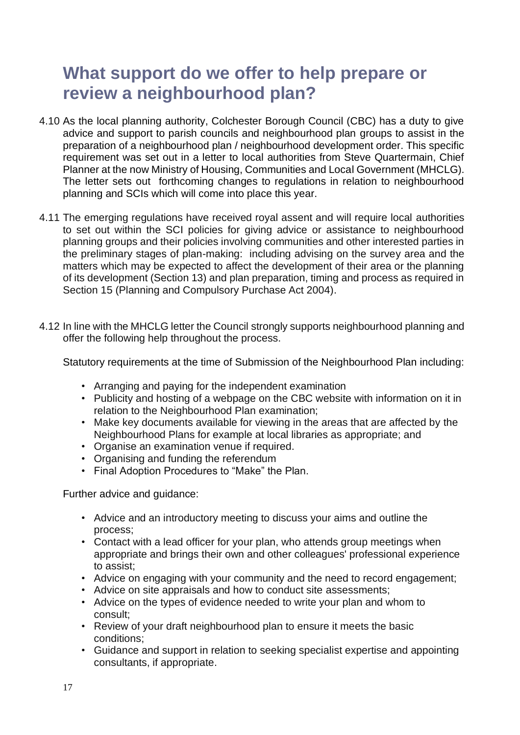## What support do we offer to help prepare or review a neighbourhood plan?

4.10 As the local planning authority, Colchester Borough Council (CBC) has a duty to give advice and support to parish councils and neighbourhood plan groups to assist in the preparation of a neighbourhood plan / neighbourhood development order. This specific requirement was set out in a letter to local authorities from Steve Quartermain, Chief Planner at the now Ministry of Housing, Communities and Local Government (MHCLG). The letter sets out forthcoming changes to regulations in relation to neighbourhood planning and SCIs which will come into place this year.

4.11 The emerging regulations have received royal assent and will require local authorities to set out within the SCI policies for giving advice or assistance to neighbourhood planning groups and their policies involving communities and other interested parties in the preliminary stages of plan-making: including advising on the survey area and the matters which may be expected to affect the development of their area or the planning of its development (Section 13) and plan preparation, timing and process as required in Section 15 (Planning and Compulsory Purchase Act 2004).

4.12 In line with the MHCLG letter the Council strongly supports neighbourhood planning and offer the following help throughout the process.

Statutory requirements at the time of Submission of the Neighbourhood Plan including:

- Arranging and paying for the independent examination
- Publicity and hosting of a webpage on the CBC website with information on it in relation to the Neighbourhood Plan examination;
- Make key documents available for viewing in the areas that are affected by the Neighbourhood Plans for example at local libraries as appropriate; and
- Organise an examination venue if required.
- Organising and funding the referendum
- Final Adoption Procedures to “Make” the Plan.

Further advice and guidance:

- Advice and an introductory meeting to discuss your aims and outline the process;
- Contact with a lead officer for your plan, who attends group meetings when appropriate and brings their own and other colleagues' professional experience to assist;
- Advice on engaging with your community and the need to record engagement;
- Advice on site appraisals and how to conduct site assessments;
- Advice on the types of evidence needed to write your plan and whom to consult;
- Review of your draft neighbourhood plan to ensure it meets the basic conditions;
- Guidance and support in relation to seeking specialist expertise and appointing consultants, if appropriate.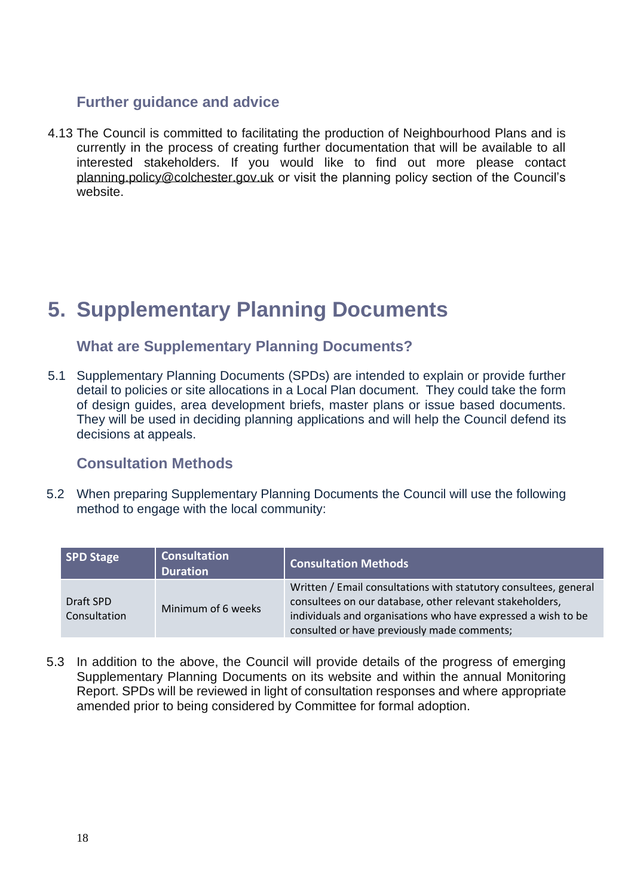### Further guidance and advice

4.13 The Council is committed to facilitating the production of Neighbourhood Plans and is currently in the process of creating further documentation that will be available to all interested stakeholders. If you would like to find out more please contact planning.policy@colchester.gov.uk or visit the planning policy section of the Council's website.

# 5. Supplementary Planning Documents

### What are Supplementary Planning Documents?

5.1 Supplementary Planning Documents (SPDs) are intended to explain or provide further detail to policies or site allocations in a Local Plan document. They could take the form of design guides, area development briefs, master plans or issue based documents. They will be used in deciding planning applications and will help the Council defend its decisions at appeals.

### Consultation Methods

5.2 When preparing Supplementary Planning Documents the Council will use the following method to engage with the local community:

| SPD Stage | Consultation Duration | Consultation Methods |
| --- | --- | --- |
| Draft SPD Consultation | Minimum of 6 weeks | Written / Email consultations with statutory consultees, general consultees on our database, other relevant stakeholders, individuals and organisations who have expressed a wish to be consulted or have previously made comments; |

5.3 In addition to the above, the Council will provide details of the progress of emerging Supplementary Planning Documents on its website and within the annual Monitoring Report. SPDs will be reviewed in light of consultation responses and where appropriate amended prior to being considered by Committee for formal adoption.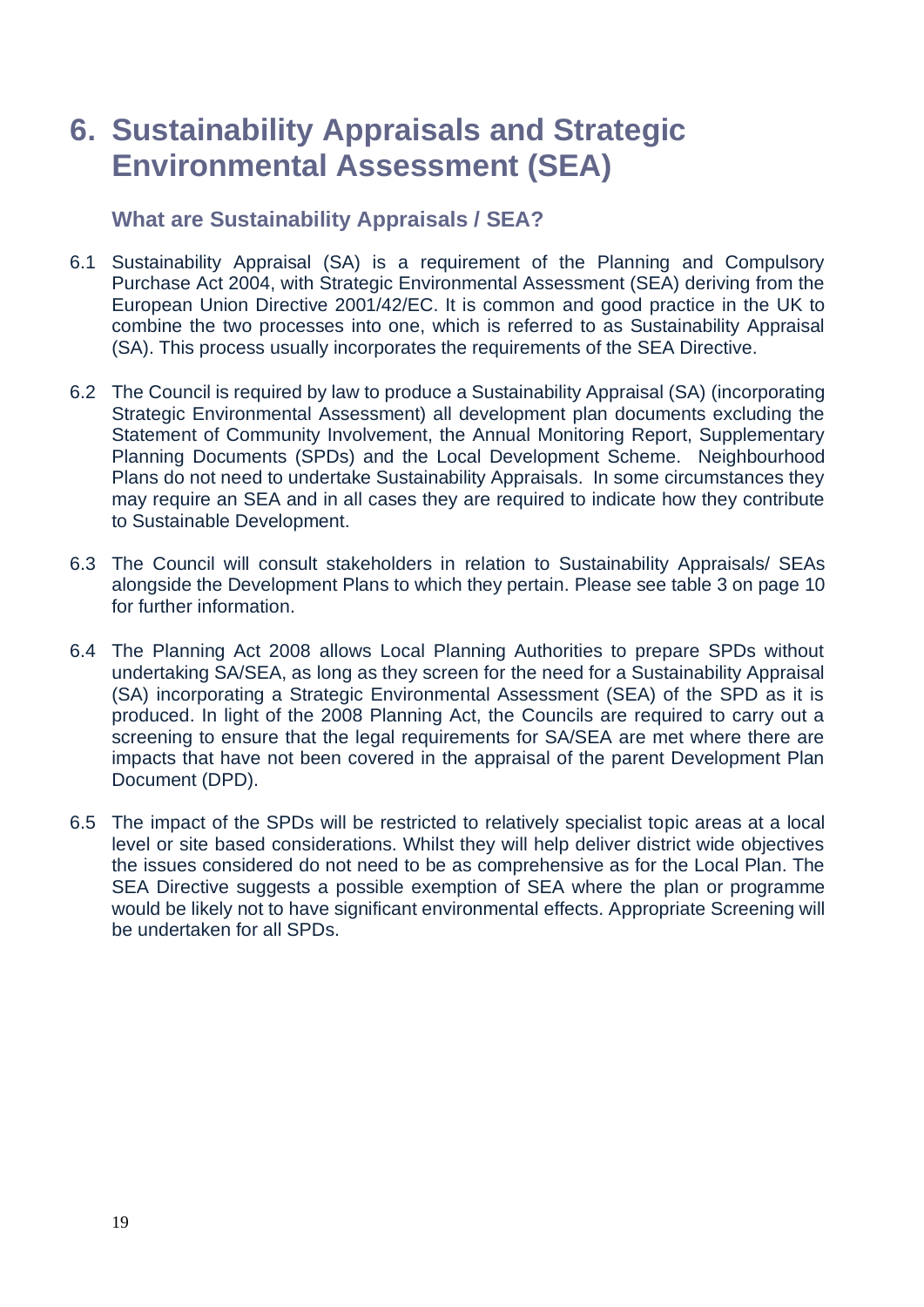# 6. Sustainability Appraisals and Strategic Environmental Assessment (SEA)

### What are Sustainability Appraisals / SEA?

6.1 Sustainability Appraisal (SA) is a requirement of the Planning and Compulsory Purchase Act 2004, with Strategic Environmental Assessment (SEA) deriving from the European Union Directive 2001/42/EC. It is common and good practice in the UK to combine the two processes into one, which is referred to as Sustainability Appraisal (SA). This process usually incorporates the requirements of the SEA Directive.

6.2 The Council is required by law to produce a Sustainability Appraisal (SA) (incorporating Strategic Environmental Assessment) all development plan documents excluding the Statement of Community Involvement, the Annual Monitoring Report, Supplementary Planning Documents (SPDs) and the Local Development Scheme. Neighbourhood Plans do not need to undertake Sustainability Appraisals. In some circumstances they may require an SEA and in all cases they are required to indicate how they contribute to Sustainable Development.

6.3 The Council will consult stakeholders in relation to Sustainability Appraisals/ SEAs alongside the Development Plans to which they pertain. Please see table 3 on page 10 for further information.

6.4 The Planning Act 2008 allows Local Planning Authorities to prepare SPDs without undertaking SA/SEA, as long as they screen for the need for a Sustainability Appraisal (SA) incorporating a Strategic Environmental Assessment (SEA) of the SPD as it is produced. In light of the 2008 Planning Act, the Councils are required to carry out a screening to ensure that the legal requirements for SA/SEA are met where there are impacts that have not been covered in the appraisal of the parent Development Plan Document (DPD).

6.5 The impact of the SPDs will be restricted to relatively specialist topic areas at a local level or site based considerations. Whilst they will help deliver district wide objectives the issues considered do not need to be as comprehensive as for the Local Plan. The SEA Directive suggests a possible exemption of SEA where the plan or programme would be likely not to have significant environmental effects. Appropriate Screening will be undertaken for all SPDs.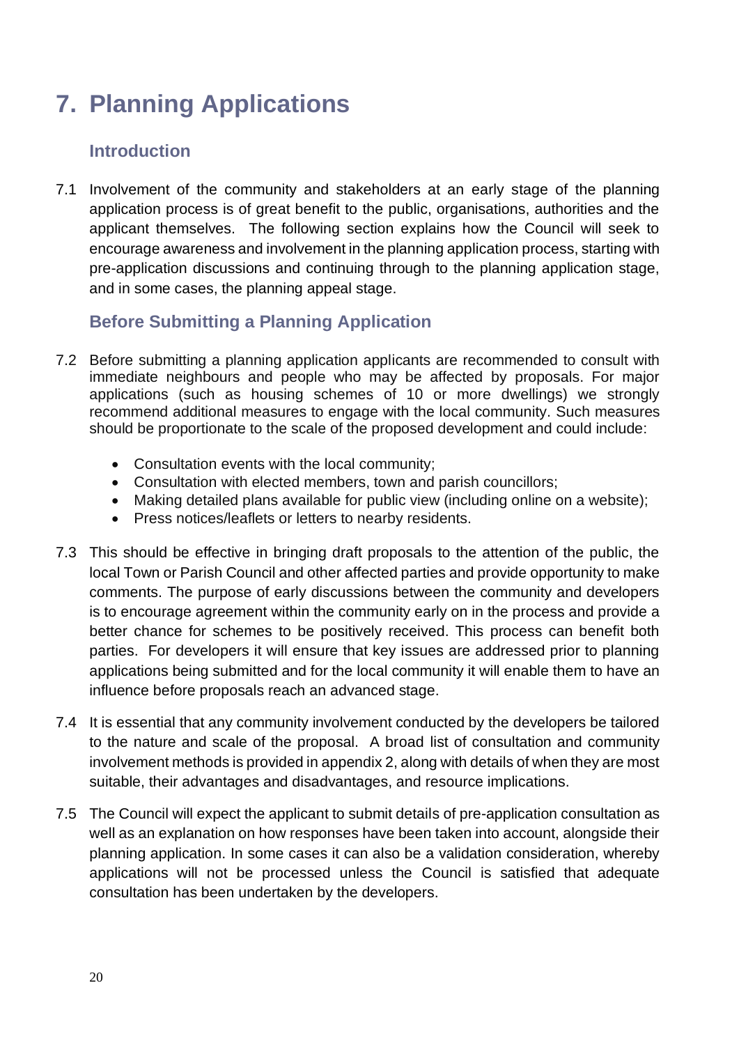# 7. Planning Applications

## Introduction

7.1 Involvement of the community and stakeholders at an early stage of the planning application process is of great benefit to the public, organisations, authorities and the applicant themselves. The following section explains how the Council will seek to encourage awareness and involvement in the planning application process, starting with pre-application discussions and continuing through to the planning application stage, and in some cases, the planning appeal stage.

## Before Submitting a Planning Application

7.2 Before submitting a planning application applicants are recommended to consult with immediate neighbours and people who may be affected by proposals. For major applications (such as housing schemes of 10 or more dwellings) we strongly recommend additional measures to engage with the local community. Such measures should be proportionate to the scale of the proposed development and could include:

- Consultation events with the local community;
- Consultation with elected members, town and parish councillors;
- Making detailed plans available for public view (including online on a website);
- Press notices/leaflets or letters to nearby residents.

7.3 This should be effective in bringing draft proposals to the attention of the public, the local Town or Parish Council and other affected parties and provide opportunity to make comments. The purpose of early discussions between the community and developers is to encourage agreement within the community early on in the process and provide a better chance for schemes to be positively received. This process can benefit both parties. For developers it will ensure that key issues are addressed prior to planning applications being submitted and for the local community it will enable them to have an influence before proposals reach an advanced stage.

7.4 It is essential that any community involvement conducted by the developers be tailored to the nature and scale of the proposal. A broad list of consultation and community involvement methods is provided in appendix 2, along with details of when they are most suitable, their advantages and disadvantages, and resource implications.

7.5 The Council will expect the applicant to submit details of pre-application consultation as well as an explanation on how responses have been taken into account, alongside their planning application. In some cases it can also be a validation consideration, whereby applications will not be processed unless the Council is satisfied that adequate consultation has been undertaken by the developers.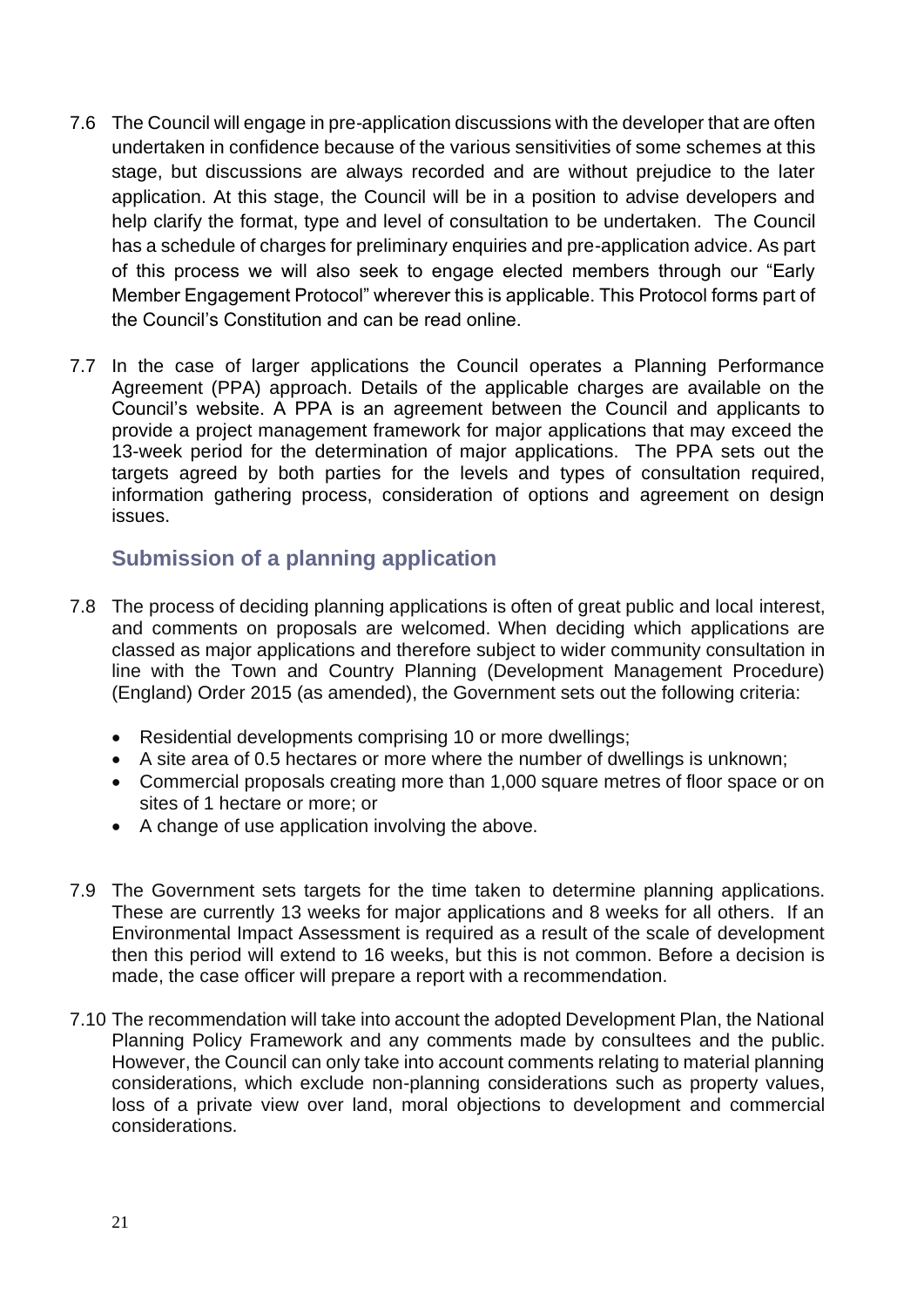7.6 The Council will engage in pre-application discussions with the developer that are often undertaken in confidence because of the various sensitivities of some schemes at this stage, but discussions are always recorded and are without prejudice to the later application. At this stage, the Council will be in a position to advise developers and help clarify the format, type and level of consultation to be undertaken. The Council has a schedule of charges for preliminary enquiries and pre-application advice. As part of this process we will also seek to engage elected members through our "Early Member Engagement Protocol" wherever this is applicable. This Protocol forms part of the Council's Constitution and can be read online.

7.7 In the case of larger applications the Council operates a Planning Performance Agreement (PPA) approach. Details of the applicable charges are available on the Council's website. A PPA is an agreement between the Council and applicants to provide a project management framework for major applications that may exceed the 13-week period for the determination of major applications. The PPA sets out the targets agreed by both parties for the levels and types of consultation required, information gathering process, consideration of options and agreement on design issues.

## Submission of a planning application

7.8 The process of deciding planning applications is often of great public and local interest, and comments on proposals are welcomed. When deciding which applications are classed as major applications and therefore subject to wider community consultation in line with the Town and Country Planning (Development Management Procedure) (England) Order 2015 (as amended), the Government sets out the following criteria:

- Residential developments comprising 10 or more dwellings;
- A site area of 0.5 hectares or more where the number of dwellings is unknown;
- Commercial proposals creating more than 1,000 square metres of floor space or on sites of 1 hectare or more; or
- A change of use application involving the above.

7.9 The Government sets targets for the time taken to determine planning applications. These are currently 13 weeks for major applications and 8 weeks for all others. If an Environmental Impact Assessment is required as a result of the scale of development then this period will extend to 16 weeks, but this is not common. Before a decision is made, the case officer will prepare a report with a recommendation.

7.10 The recommendation will take into account the adopted Development Plan, the National Planning Policy Framework and any comments made by consultees and the public. However, the Council can only take into account comments relating to material planning considerations, which exclude non-planning considerations such as property values, loss of a private view over land, moral objections to development and commercial considerations.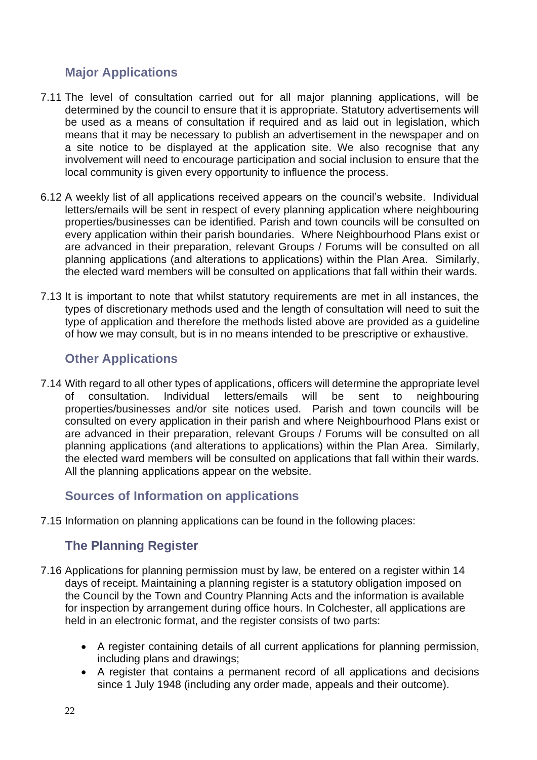### Major Applications

7.11 The level of consultation carried out for all major planning applications, will be determined by the council to ensure that it is appropriate. Statutory advertisements will be used as a means of consultation if required and as laid out in legislation, which means that it may be necessary to publish an advertisement in the newspaper and on a site notice to be displayed at the application site. We also recognise that any involvement will need to encourage participation and social inclusion to ensure that the local community is given every opportunity to influence the process.

6.12 A weekly list of all applications received appears on the council's website. Individual letters/emails will be sent in respect of every planning application where neighbouring properties/businesses can be identified. Parish and town councils will be consulted on every application within their parish boundaries. Where Neighbourhood Plans exist or are advanced in their preparation, relevant Groups / Forums will be consulted on all planning applications (and alterations to applications) within the Plan Area. Similarly, the elected ward members will be consulted on applications that fall within their wards.

7.13 It is important to note that whilst statutory requirements are met in all instances, the types of discretionary methods used and the length of consultation will need to suit the type of application and therefore the methods listed above are provided as a guideline of how we may consult, but is in no means intended to be prescriptive or exhaustive.

### Other Applications

7.14 With regard to all other types of applications, officers will determine the appropriate level of consultation. Individual letters/emails will be sent to neighbouring properties/businesses and/or site notices used. Parish and town councils will be consulted on every application in their parish and where Neighbourhood Plans exist or are advanced in their preparation, relevant Groups / Forums will be consulted on all planning applications (and alterations to applications) within the Plan Area. Similarly, the elected ward members will be consulted on applications that fall within their wards. All the planning applications appear on the website.

### Sources of Information on applications

7.15 Information on planning applications can be found in the following places:

### The Planning Register

7.16 Applications for planning permission must by law, be entered on a register within 14 days of receipt. Maintaining a planning register is a statutory obligation imposed on the Council by the Town and Country Planning Acts and the information is available for inspection by arrangement during office hours. In Colchester, all applications are held in an electronic format, and the register consists of two parts:

- A register containing details of all current applications for planning permission, including plans and drawings;
- A register that contains a permanent record of all applications and decisions since 1 July 1948 (including any order made, appeals and their outcome).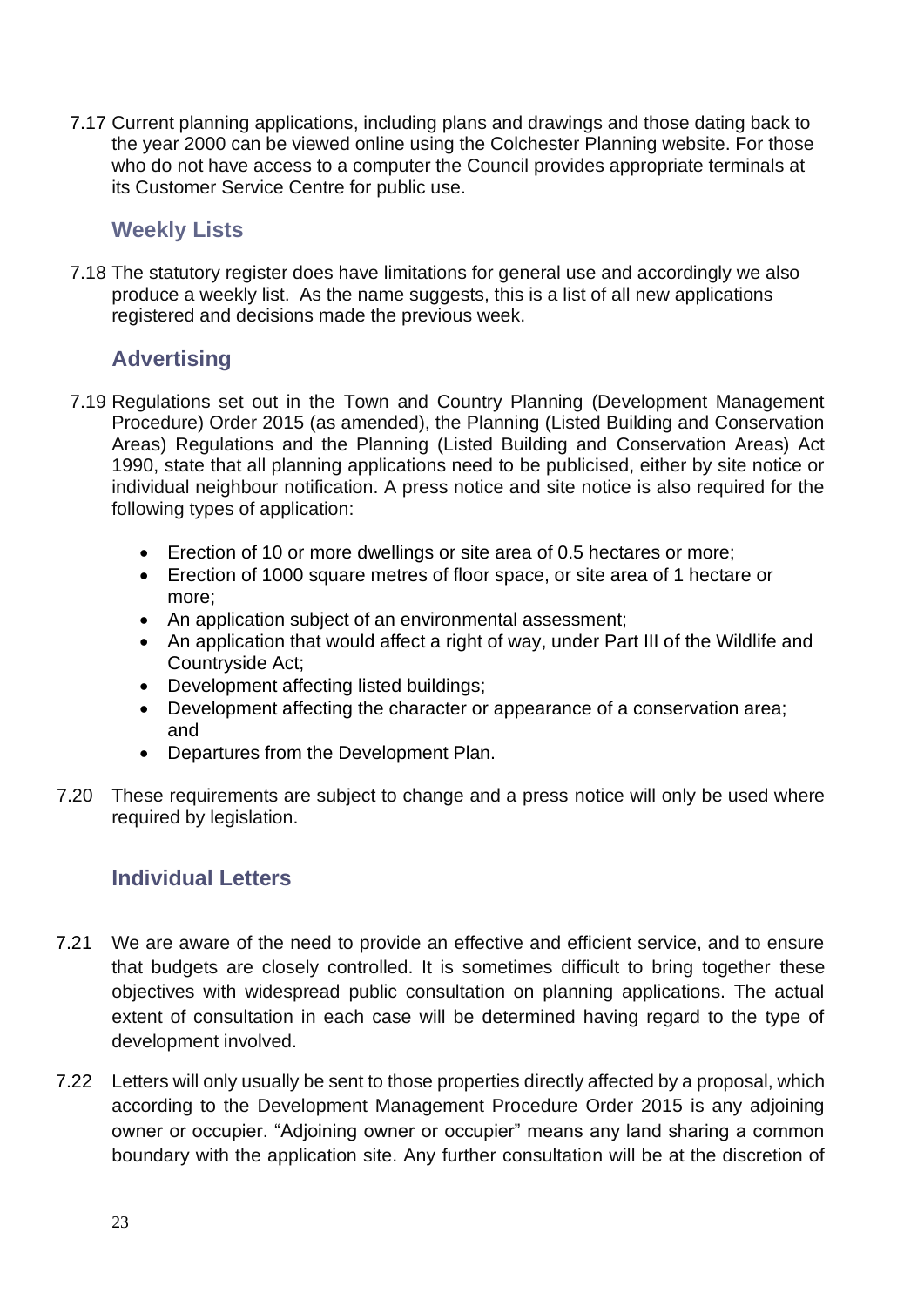7.17 Current planning applications, including plans and drawings and those dating back to the year 2000 can be viewed online using the Colchester Planning website. For those who do not have access to a computer the Council provides appropriate terminals at its Customer Service Centre for public use.

### Weekly Lists

7.18 The statutory register does have limitations for general use and accordingly we also produce a weekly list. As the name suggests, this is a list of all new applications registered and decisions made the previous week.

### Advertising

7.19 Regulations set out in the Town and Country Planning (Development Management Procedure) Order 2015 (as amended), the Planning (Listed Building and Conservation Areas) Regulations and the Planning (Listed Building and Conservation Areas) Act 1990, state that all planning applications need to be publicised, either by site notice or individual neighbour notification. A press notice and site notice is also required for the following types of application:

- Erection of 10 or more dwellings or site area of 0.5 hectares or more;
- Erection of 1000 square metres of floor space, or site area of 1 hectare or more;
- An application subject of an environmental assessment;
- An application that would affect a right of way, under Part III of the Wildlife and Countryside Act;
- Development affecting listed buildings;
- Development affecting the character or appearance of a conservation area; and
- Departures from the Development Plan.

7.20 These requirements are subject to change and a press notice will only be used where required by legislation.

### Individual Letters

7.21 We are aware of the need to provide an effective and efficient service, and to ensure that budgets are closely controlled. It is sometimes difficult to bring together these objectives with widespread public consultation on planning applications. The actual extent of consultation in each case will be determined having regard to the type of development involved.

7.22 Letters will only usually be sent to those properties directly affected by a proposal, which according to the Development Management Procedure Order 2015 is any adjoining owner or occupier. "Adjoining owner or occupier" means any land sharing a common boundary with the application site. Any further consultation will be at the discretion of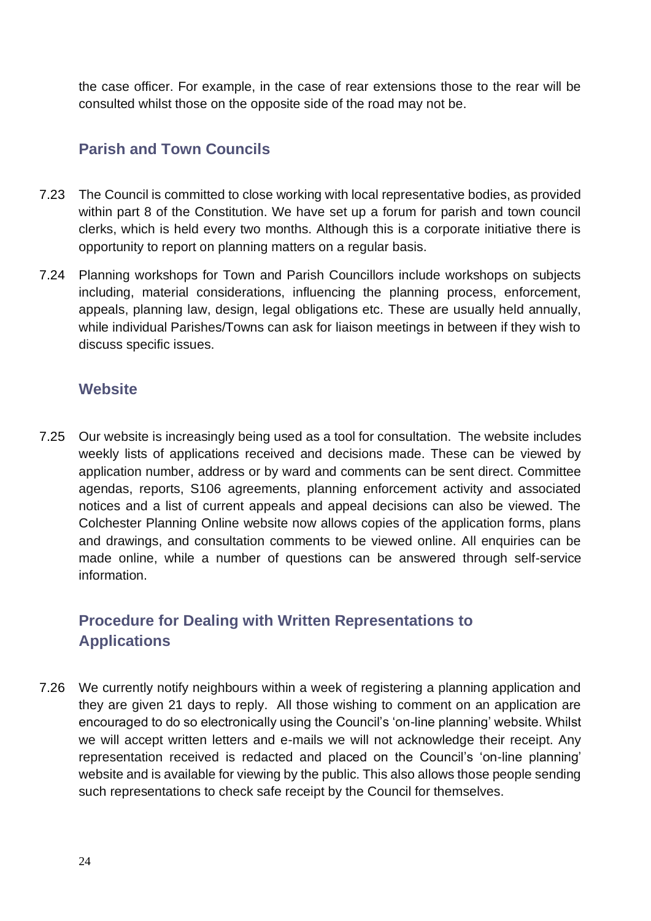the case officer. For example, in the case of rear extensions those to the rear will be consulted whilst those on the opposite side of the road may not be.

## Parish and Town Councils

7.23 The Council is committed to close working with local representative bodies, as provided within part 8 of the Constitution. We have set up a forum for parish and town council clerks, which is held every two months. Although this is a corporate initiative there is opportunity to report on planning matters on a regular basis.

7.24 Planning workshops for Town and Parish Councillors include workshops on subjects including, material considerations, influencing the planning process, enforcement, appeals, planning law, design, legal obligations etc. These are usually held annually, while individual Parishes/Towns can ask for liaison meetings in between if they wish to discuss specific issues.

## Website

7.25 Our website is increasingly being used as a tool for consultation. The website includes weekly lists of applications received and decisions made. These can be viewed by application number, address or by ward and comments can be sent direct. Committee agendas, reports, S106 agreements, planning enforcement activity and associated notices and a list of current appeals and appeal decisions can also be viewed. The Colchester Planning Online website now allows copies of the application forms, plans and drawings, and consultation comments to be viewed online. All enquiries can be made online, while a number of questions can be answered through self-service information.

## Procedure for Dealing with Written Representations to Applications

7.26 We currently notify neighbours within a week of registering a planning application and they are given 21 days to reply. All those wishing to comment on an application are encouraged to do so electronically using the Council's 'on-line planning' website. Whilst we will accept written letters and e-mails we will not acknowledge their receipt. Any representation received is redacted and placed on the Council's 'on-line planning' website and is available for viewing by the public. This also allows those people sending such representations to check safe receipt by the Council for themselves.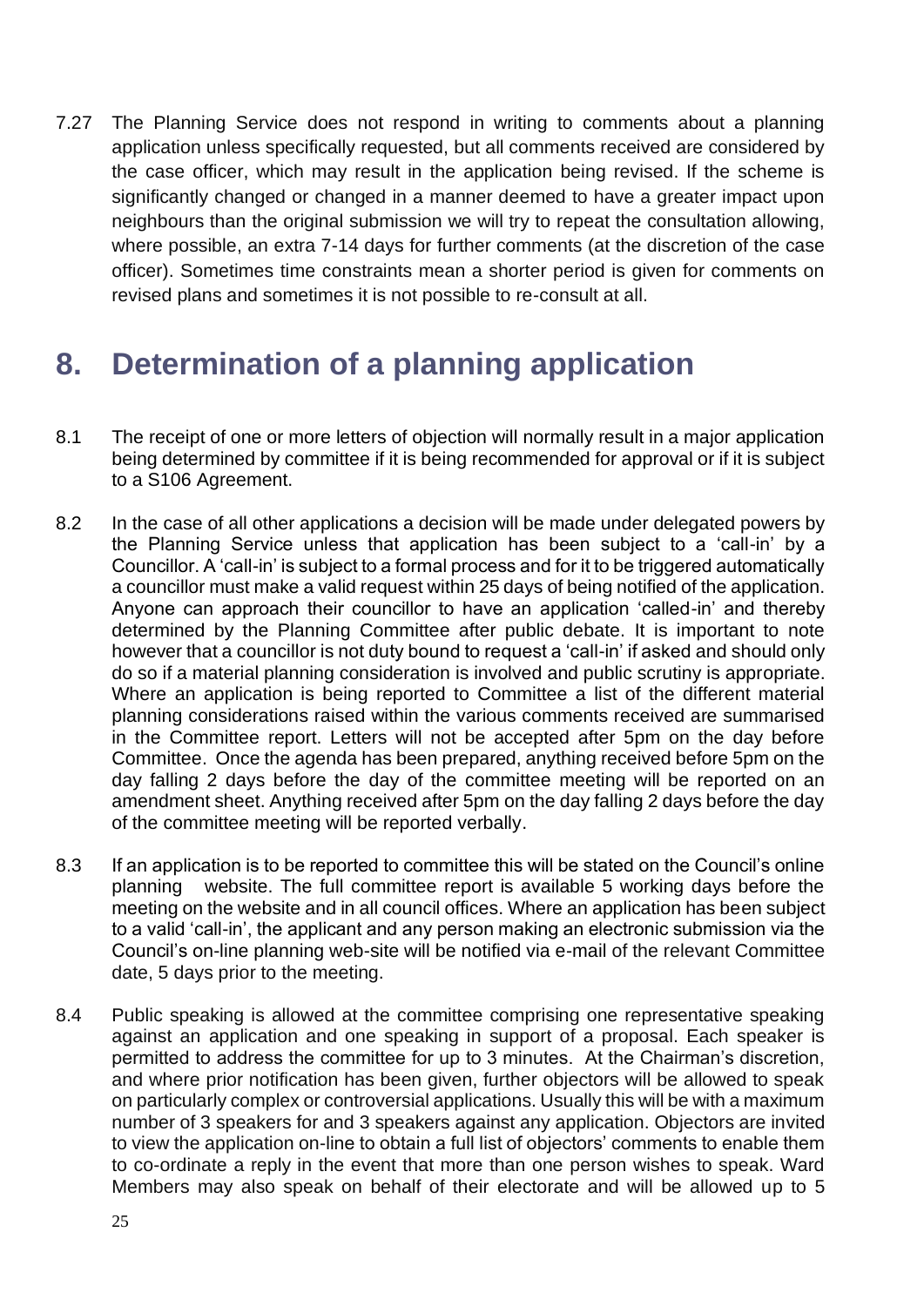7.27 The Planning Service does not respond in writing to comments about a planning application unless specifically requested, but all comments received are considered by the case officer, which may result in the application being revised. If the scheme is significantly changed or changed in a manner deemed to have a greater impact upon neighbours than the original submission we will try to repeat the consultation allowing, where possible, an extra 7-14 days for further comments (at the discretion of the case officer). Sometimes time constraints mean a shorter period is given for comments on revised plans and sometimes it is not possible to re-consult at all.

# 8. Determination of a planning application

8.1 The receipt of one or more letters of objection will normally result in a major application being determined by committee if it is being recommended for approval or if it is subject to a S106 Agreement.

8.2 In the case of all other applications a decision will be made under delegated powers by the Planning Service unless that application has been subject to a 'call-in' by a Councillor. A 'call-in' is subject to a formal process and for it to be triggered automatically a councillor must make a valid request within 25 days of being notified of the application. Anyone can approach their councillor to have an application 'called-in' and thereby determined by the Planning Committee after public debate. It is important to note however that a councillor is not duty bound to request a 'call-in' if asked and should only do so if a material planning consideration is involved and public scrutiny is appropriate. Where an application is being reported to Committee a list of the different material planning considerations raised within the various comments received are summarised in the Committee report. Letters will not be accepted after 5pm on the day before Committee. Once the agenda has been prepared, anything received before 5pm on the day falling 2 days before the day of the committee meeting will be reported on an amendment sheet. Anything received after 5pm on the day falling 2 days before the day of the committee meeting will be reported verbally.

8.3 If an application is to be reported to committee this will be stated on the Council's online planning website. The full committee report is available 5 working days before the meeting on the website and in all council offices. Where an application has been subject to a valid 'call-in', the applicant and any person making an electronic submission via the Council's on-line planning web-site will be notified via e-mail of the relevant Committee date, 5 days prior to the meeting.

8.4 Public speaking is allowed at the committee comprising one representative speaking against an application and one speaking in support of a proposal. Each speaker is permitted to address the committee for up to 3 minutes. At the Chairman's discretion, and where prior notification has been given, further objectors will be allowed to speak on particularly complex or controversial applications. Usually this will be with a maximum number of 3 speakers for and 3 speakers against any application. Objectors are invited to view the application on-line to obtain a full list of objectors' comments to enable them to co-ordinate a reply in the event that more than one person wishes to speak. Ward Members may also speak on behalf of their electorate and will be allowed up to 5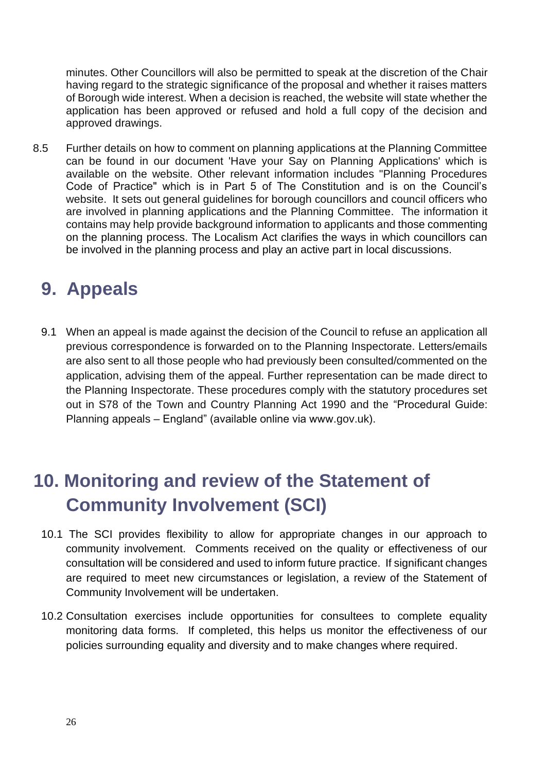minutes. Other Councillors will also be permitted to speak at the discretion of the Chair having regard to the strategic significance of the proposal and whether it raises matters of Borough wide interest. When a decision is reached, the website will state whether the application has been approved or refused and hold a full copy of the decision and approved drawings.

8.5 Further details on how to comment on planning applications at the Planning Committee can be found in our document 'Have your Say on Planning Applications' which is available on the website. Other relevant information includes "Planning Procedures Code of Practice" which is in Part 5 of The Constitution and is on the Council's website. It sets out general guidelines for borough councillors and council officers who are involved in planning applications and the Planning Committee. The information it contains may help provide background information to applicants and those commenting on the planning process. The Localism Act clarifies the ways in which councillors can be involved in the planning process and play an active part in local discussions.

# 9. Appeals

9.1 When an appeal is made against the decision of the Council to refuse an application all previous correspondence is forwarded on to the Planning Inspectorate. Letters/emails are also sent to all those people who had previously been consulted/commented on the application, advising them of the appeal. Further representation can be made direct to the Planning Inspectorate. These procedures comply with the statutory procedures set out in S78 of the Town and Country Planning Act 1990 and the "Procedural Guide: Planning appeals – England" (available online via www.gov.uk).

# 10. Monitoring and review of the Statement of Community Involvement (SCI)

10.1 The SCI provides flexibility to allow for appropriate changes in our approach to community involvement. Comments received on the quality or effectiveness of our consultation will be considered and used to inform future practice. If significant changes are required to meet new circumstances or legislation, a review of the Statement of Community Involvement will be undertaken.

10.2 Consultation exercises include opportunities for consultees to complete equality monitoring data forms. If completed, this helps us monitor the effectiveness of our policies surrounding equality and diversity and to make changes where required.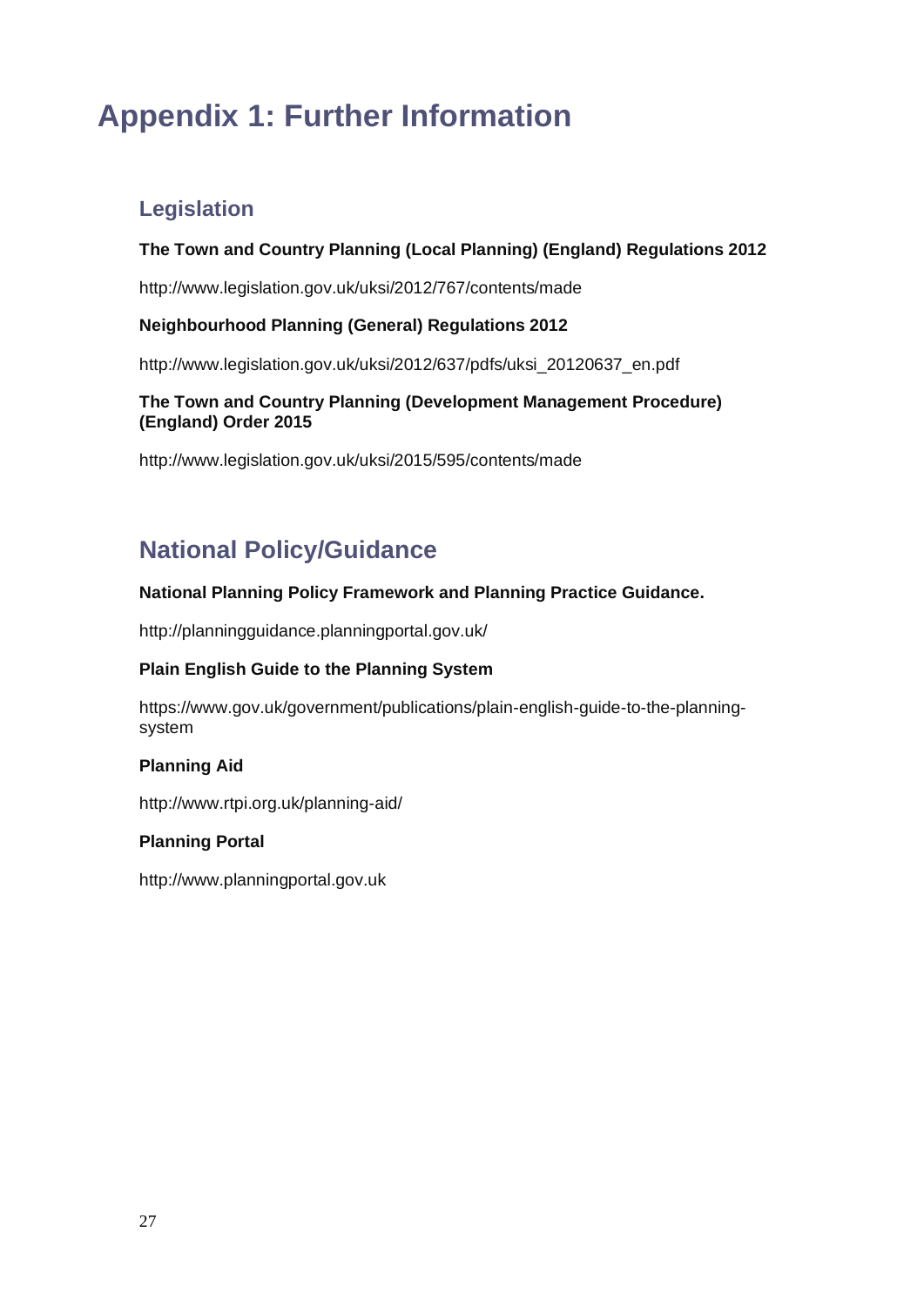# Appendix 1: Further Information

## Legislation

**The Town and Country Planning (Local Planning) (England) Regulations 2012**

http://www.legislation.gov.uk/uksi/2012/767/contents/made

**Neighbourhood Planning (General) Regulations 2012**

http://www.legislation.gov.uk/uksi/2012/637/pdfs/uksi_20120637_en.pdf

**The Town and Country Planning (Development Management Procedure) (England) Order 2015**

http://www.legislation.gov.uk/uksi/2015/595/contents/made

## National Policy/Guidance

**National Planning Policy Framework and Planning Practice Guidance.**

http://planningguidance.planningportal.gov.uk/

**Plain English Guide to the Planning System**

https://www.gov.uk/government/publications/plain-english-guide-to-the-planning-system

**Planning Aid**

http://www.rtpi.org.uk/planning-aid/

**Planning Portal**

http://www.planningportal.gov.uk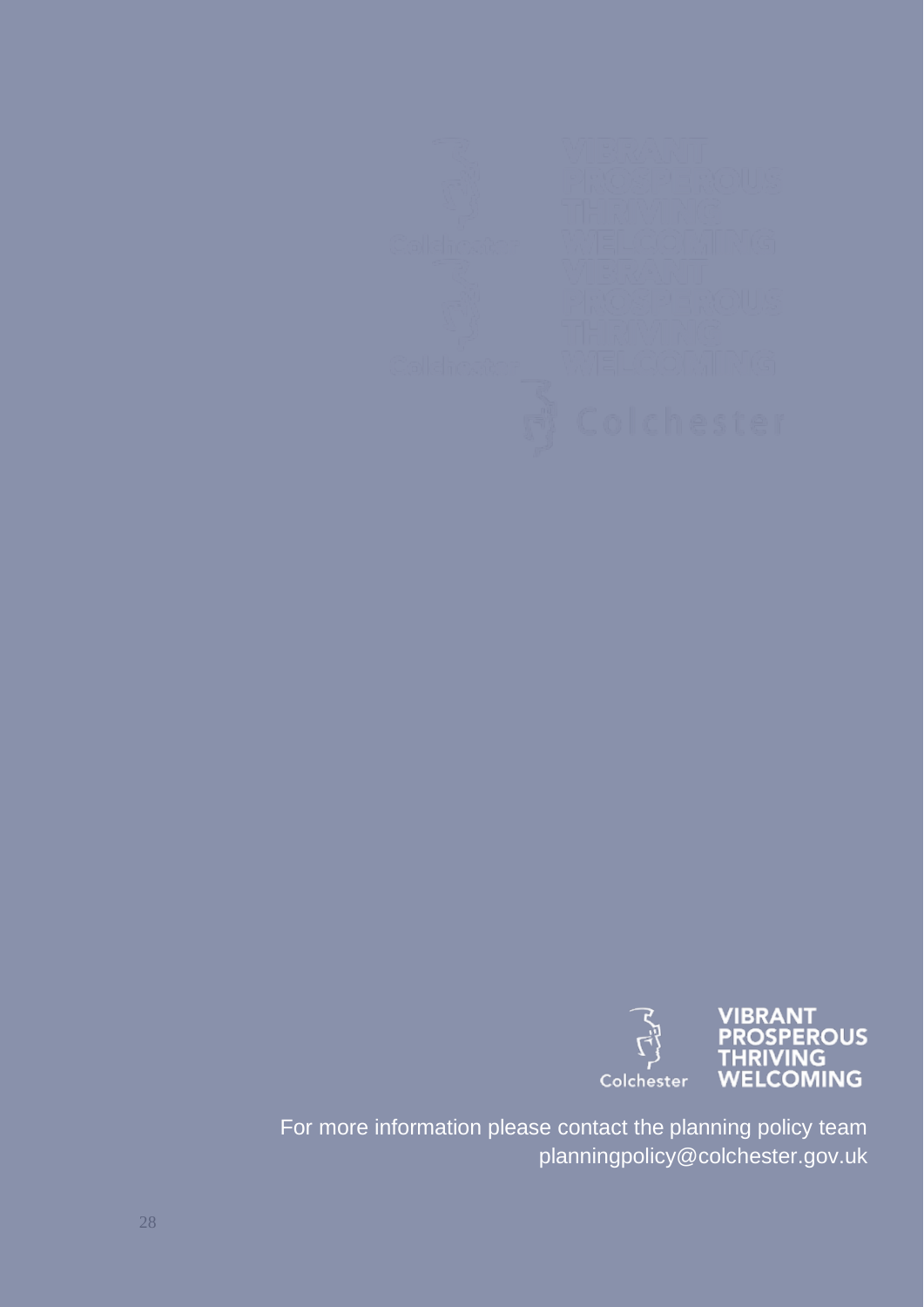VIBRANT
PROSPEROUS
THRIVING
WELCOMING

For more information please contact the planning policy team
planningpolicy@colchester.gov.uk